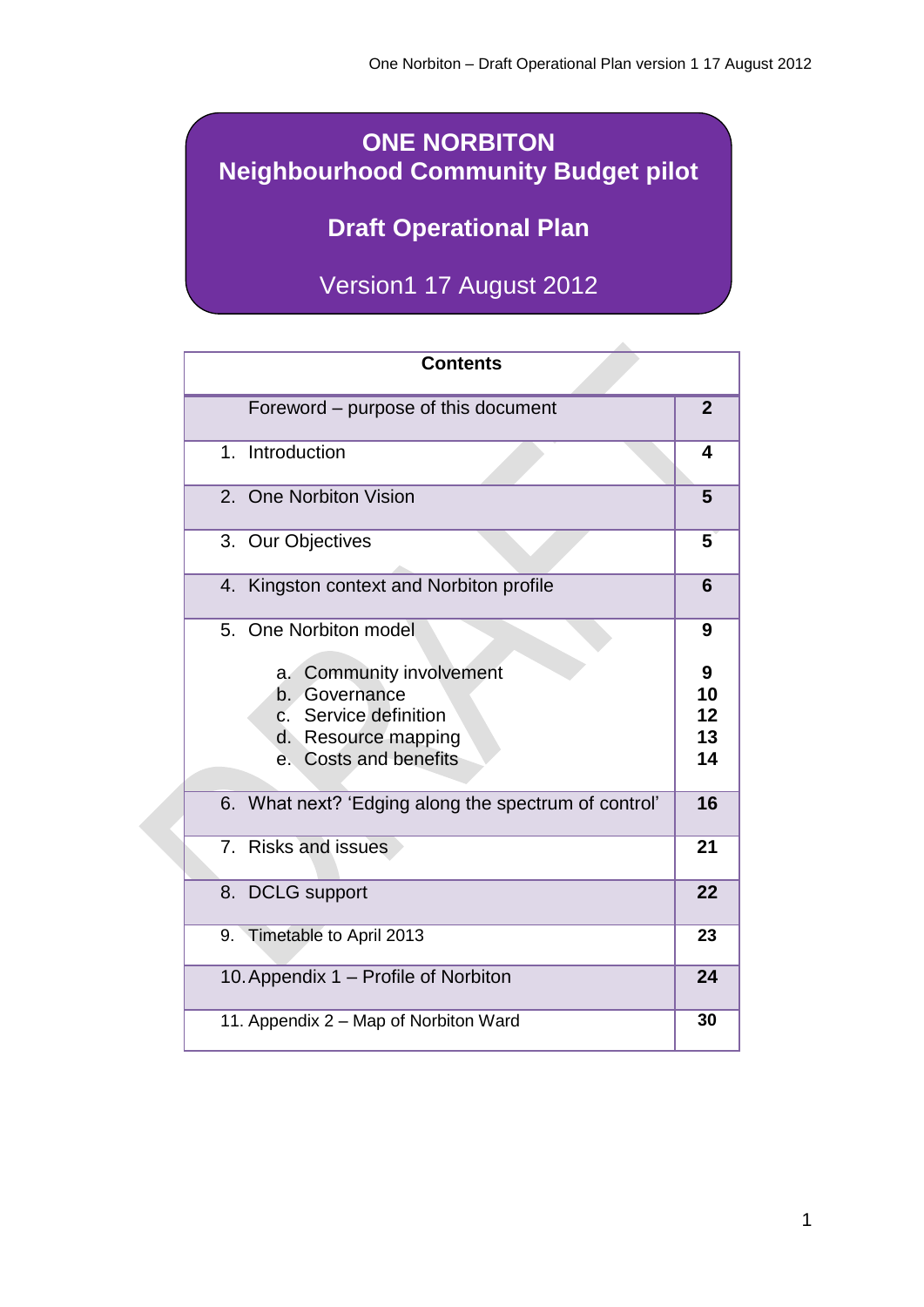# ONE NORBITON
# Neighbourhood Community Budget pilot

## Draft Operational Plan

Version1 17 August 2012

| Contents | |
|---|---|
| Foreword – purpose of this document | 2 |
| 1. Introduction | 4 |
| 2. One Norbiton Vision | 5 |
| 3. Our Objectives | 5 |
| 4. Kingston context and Norbiton profile | 6 |
| 5. One Norbiton model | 9 |
| a. Community involvement | 9 |
| b. Governance | 10 |
| c. Service definition | 12 |
| d. Resource mapping | 13 |
| e. Costs and benefits | 14 |
| 6. What next? 'Edging along the spectrum of control' | 16 |
| 7. Risks and issues | 21 |
| 8. DCLG support | 22 |
| 9. Timetable to April 2013 | 23 |
| 10. Appendix 1 – Profile of Norbiton | 24 |
| 11. Appendix 2 – Map of Norbiton Ward | 30 |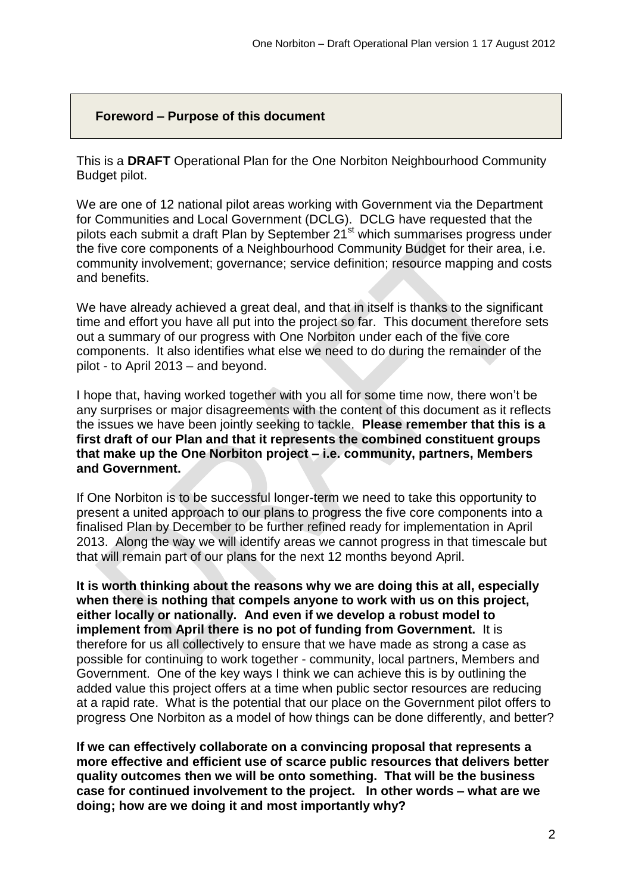## Foreword – Purpose of this document

This is a **DRAFT** Operational Plan for the One Norbiton Neighbourhood Community Budget pilot.

We are one of 12 national pilot areas working with Government via the Department for Communities and Local Government (DCLG). DCLG have requested that the pilots each submit a draft Plan by September 21st which summarises progress under the five core components of a Neighbourhood Community Budget for their area, i.e. community involvement; governance; service definition; resource mapping and costs and benefits.

We have already achieved a great deal, and that in itself is thanks to the significant time and effort you have all put into the project so far. This document therefore sets out a summary of our progress with One Norbiton under each of the five core components. It also identifies what else we need to do during the remainder of the pilot - to April 2013 – and beyond.

I hope that, having worked together with you all for some time now, there won't be any surprises or major disagreements with the content of this document as it reflects the issues we have been jointly seeking to tackle. **Please remember that this is a first draft of our Plan and that it represents the combined constituent groups that make up the One Norbiton project – i.e. community, partners, Members and Government.**

If One Norbiton is to be successful longer-term we need to take this opportunity to present a united approach to our plans to progress the five core components into a finalised Plan by December to be further refined ready for implementation in April 2013. Along the way we will identify areas we cannot progress in that timescale but that will remain part of our plans for the next 12 months beyond April.

**It is worth thinking about the reasons why we are doing this at all, especially when there is nothing that compels anyone to work with us on this project, either locally or nationally. And even if we develop a robust model to implement from April there is no pot of funding from Government.** It is therefore for us all collectively to ensure that we have made as strong a case as possible for continuing to work together - community, local partners, Members and Government. One of the key ways I think we can achieve this is by outlining the added value this project offers at a time when public sector resources are reducing at a rapid rate. What is the potential that our place on the Government pilot offers to progress One Norbiton as a model of how things can be done differently, and better?

**If we can effectively collaborate on a convincing proposal that represents a more effective and efficient use of scarce public resources that delivers better quality outcomes then we will be onto something. That will be the business case for continued involvement to the project. In other words – what are we doing; how are we doing it and most importantly why?**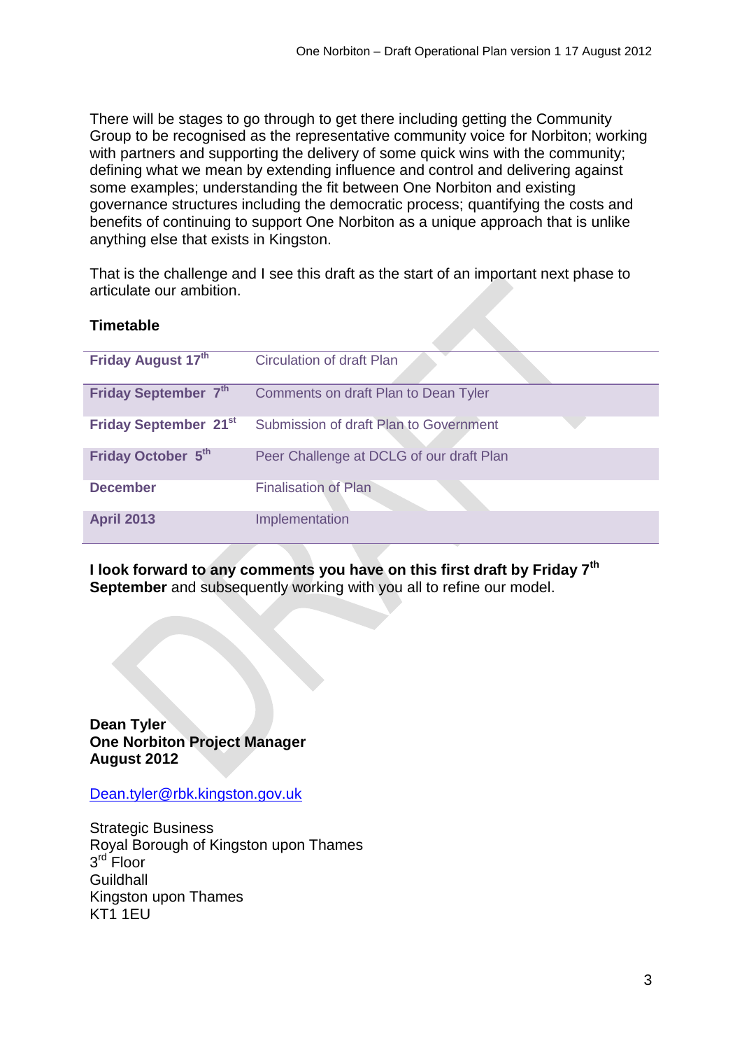There will be stages to go through to get there including getting the Community Group to be recognised as the representative community voice for Norbiton; working with partners and supporting the delivery of some quick wins with the community; defining what we mean by extending influence and control and delivering against some examples; understanding the fit between One Norbiton and existing governance structures including the democratic process; quantifying the costs and benefits of continuing to support One Norbiton as a unique approach that is unlike anything else that exists in Kingston.

That is the challenge and I see this draft as the start of an important next phase to articulate our ambition.

**Timetable**

| | |
|---|---|
| **Friday August 17th** | Circulation of draft Plan |
| **Friday September 7th** | Comments on draft Plan to Dean Tyler |
| **Friday September 21st** | Submission of draft Plan to Government |
| **Friday October 5th** | Peer Challenge at DCLG of our draft Plan |
| **December** | Finalisation of Plan |
| **April 2013** | Implementation |

**I look forward to any comments you have on this first draft by Friday 7th September** and subsequently working with you all to refine our model.

**Dean Tyler**
**One Norbiton Project Manager**
**August 2012**

Dean.tyler@rbk.kingston.gov.uk

Strategic Business
Royal Borough of Kingston upon Thames
3rd Floor
Guildhall
Kingston upon Thames
KT1 1EU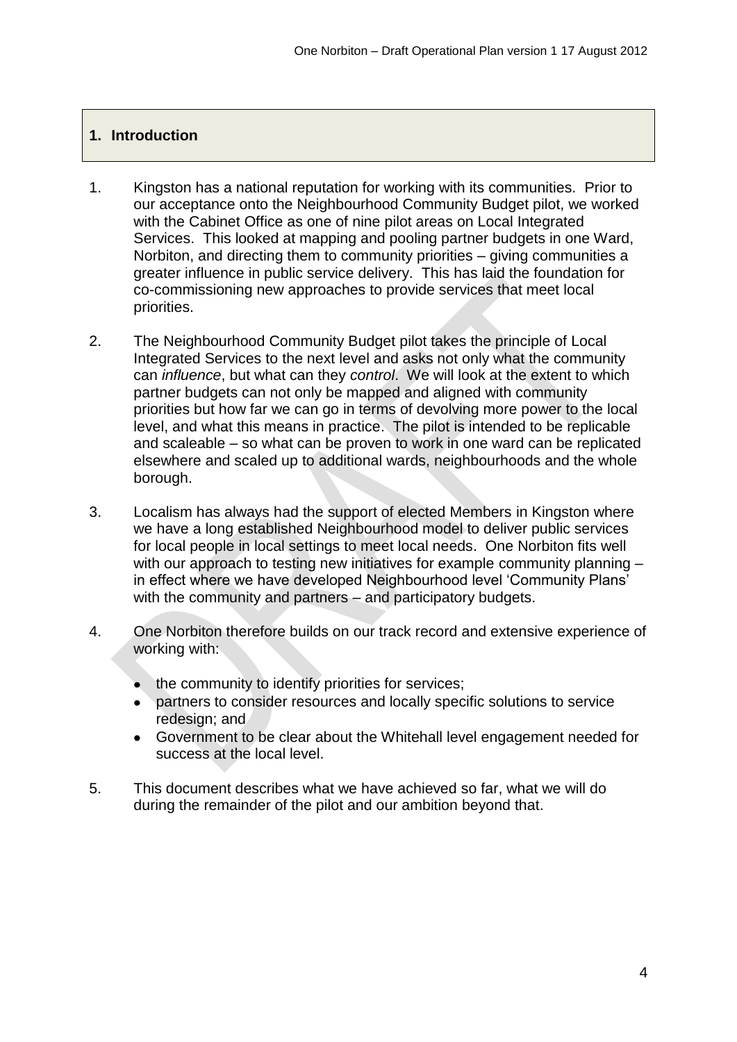## 1. Introduction

1. Kingston has a national reputation for working with its communities. Prior to our acceptance onto the Neighbourhood Community Budget pilot, we worked with the Cabinet Office as one of nine pilot areas on Local Integrated Services. This looked at mapping and pooling partner budgets in one Ward, Norbiton, and directing them to community priorities – giving communities a greater influence in public service delivery. This has laid the foundation for co-commissioning new approaches to provide services that meet local priorities.

2. The Neighbourhood Community Budget pilot takes the principle of Local Integrated Services to the next level and asks not only what the community can *influence*, but what can they *control*. We will look at the extent to which partner budgets can not only be mapped and aligned with community priorities but how far we can go in terms of devolving more power to the local level, and what this means in practice. The pilot is intended to be replicable and scaleable – so what can be proven to work in one ward can be replicated elsewhere and scaled up to additional wards, neighbourhoods and the whole borough.

3. Localism has always had the support of elected Members in Kingston where we have a long established Neighbourhood model to deliver public services for local people in local settings to meet local needs. One Norbiton fits well with our approach to testing new initiatives for example community planning – in effect where we have developed Neighbourhood level 'Community Plans' with the community and partners – and participatory budgets.

4. One Norbiton therefore builds on our track record and extensive experience of working with:

   - the community to identify priorities for services;
   - partners to consider resources and locally specific solutions to service redesign; and
   - Government to be clear about the Whitehall level engagement needed for success at the local level.

5. This document describes what we have achieved so far, what we will do during the remainder of the pilot and our ambition beyond that.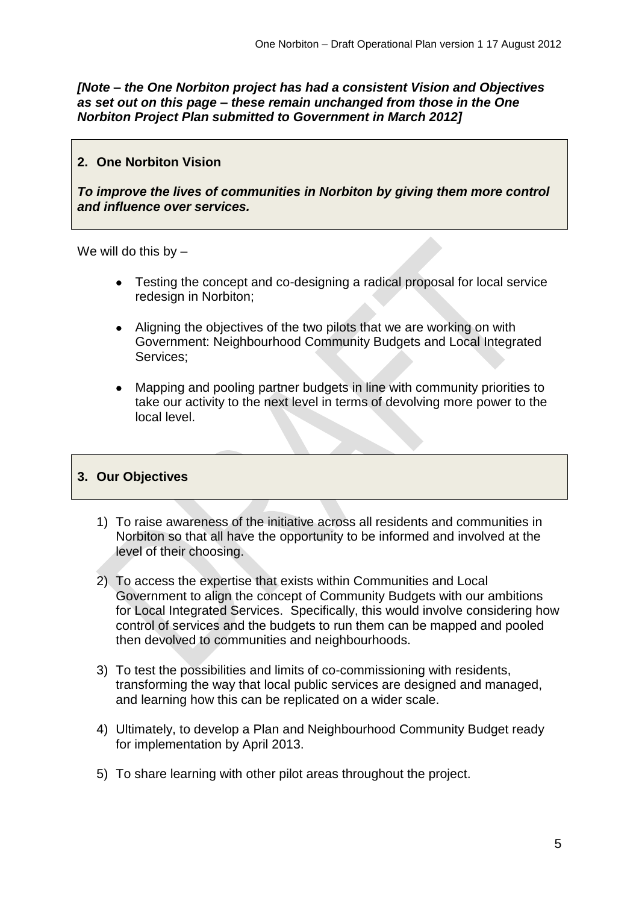***[Note – the One Norbiton project has had a consistent Vision and Objectives as set out on this page – these remain unchanged from those in the One Norbiton Project Plan submitted to Government in March 2012]***

## 2. One Norbiton Vision

***To improve the lives of communities in Norbiton by giving them more control and influence over services.***

We will do this by –

- Testing the concept and co-designing a radical proposal for local service redesign in Norbiton;
- Aligning the objectives of the two pilots that we are working on with Government: Neighbourhood Community Budgets and Local Integrated Services;
- Mapping and pooling partner budgets in line with community priorities to take our activity to the next level in terms of devolving more power to the local level.

## 3. Our Objectives

1) To raise awareness of the initiative across all residents and communities in Norbiton so that all have the opportunity to be informed and involved at the level of their choosing.
2) To access the expertise that exists within Communities and Local Government to align the concept of Community Budgets with our ambitions for Local Integrated Services. Specifically, this would involve considering how control of services and the budgets to run them can be mapped and pooled then devolved to communities and neighbourhoods.
3) To test the possibilities and limits of co-commissioning with residents, transforming the way that local public services are designed and managed, and learning how this can be replicated on a wider scale.
4) Ultimately, to develop a Plan and Neighbourhood Community Budget ready for implementation by April 2013.
5) To share learning with other pilot areas throughout the project.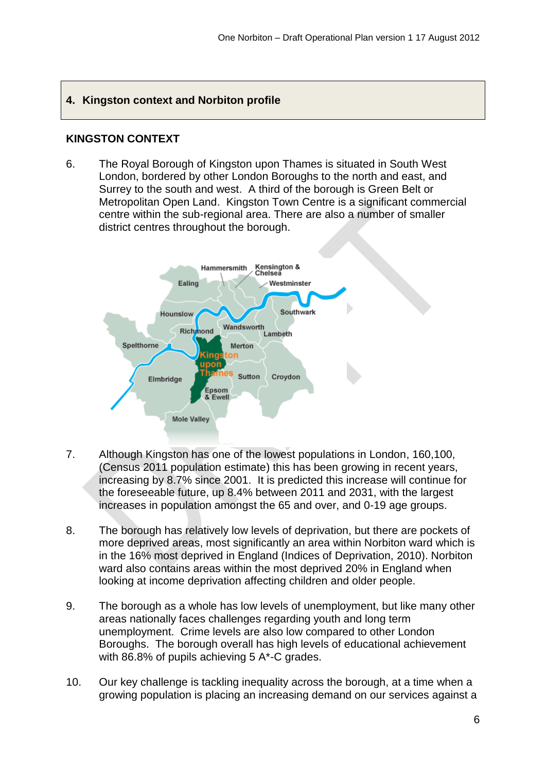## 4. Kingston context and Norbiton profile

### KINGSTON CONTEXT

6. The Royal Borough of Kingston upon Thames is situated in South West London, bordered by other London Boroughs to the north and east, and Surrey to the south and west. A third of the borough is Green Belt or Metropolitan Open Land. Kingston Town Centre is a significant commercial centre within the sub-regional area. There are also a number of smaller district centres throughout the borough.

7. Although Kingston has one of the lowest populations in London, 160,100, (Census 2011 population estimate) this has been growing in recent years, increasing by 8.7% since 2001. It is predicted this increase will continue for the foreseeable future, up 8.4% between 2011 and 2031, with the largest increases in population amongst the 65 and over, and 0-19 age groups.

8. The borough has relatively low levels of deprivation, but there are pockets of more deprived areas, most significantly an area within Norbiton ward which is in the 16% most deprived in England (Indices of Deprivation, 2010). Norbiton ward also contains areas within the most deprived 20% in England when looking at income deprivation affecting children and older people.

9. The borough as a whole has low levels of unemployment, but like many other areas nationally faces challenges regarding youth and long term unemployment. Crime levels are also low compared to other London Boroughs. The borough overall has high levels of educational achievement with 86.8% of pupils achieving 5 A*-C grades.

10. Our key challenge is tackling inequality across the borough, at a time when a growing population is placing an increasing demand on our services against a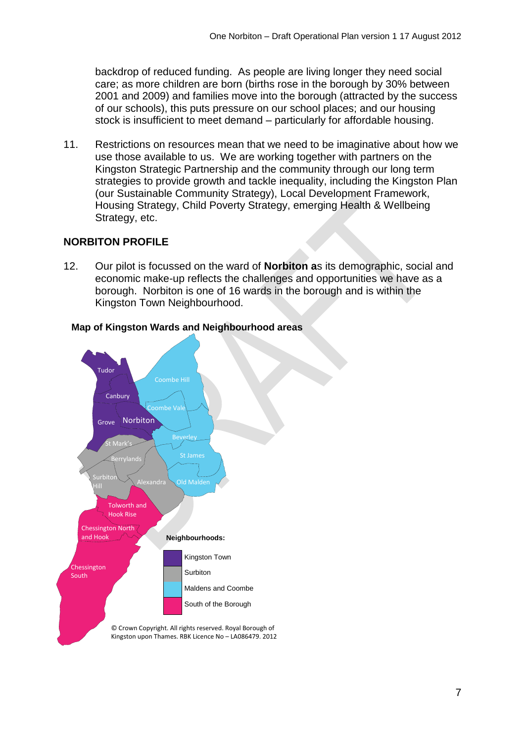backdrop of reduced funding. As people are living longer they need social care; as more children are born (births rose in the borough by 30% between 2001 and 2009) and families move into the borough (attracted by the success of our schools), this puts pressure on our school places; and our housing stock is insufficient to meet demand – particularly for affordable housing.

11. Restrictions on resources mean that we need to be imaginative about how we use those available to us. We are working together with partners on the Kingston Strategic Partnership and the community through our long term strategies to provide growth and tackle inequality, including the Kingston Plan (our Sustainable Community Strategy), Local Development Framework, Housing Strategy, Child Poverty Strategy, emerging Health & Wellbeing Strategy, etc.

## NORBITON PROFILE

12. Our pilot is focussed on the ward of **Norbiton a**s its demographic, social and economic make-up reflects the challenges and opportunities we have as a borough. Norbiton is one of 16 wards in the borough and is within the Kingston Town Neighbourhood.

**Map of Kingston Wards and Neighbourhood areas**

Tudor, Canbury, Grove, Norbiton, Coombe Hill, Coombe Vale, Beverley, St Mark's, Berrylands, St James, Surbiton Hill, Alexandra, Old Malden, Tolworth and Hook Rise, Chessington North and Hook, Chessington South

**Neighbourhoods:**

- Kingston Town
- Surbiton
- Maldens and Coombe
- South of the Borough

© Crown Copyright. All rights reserved. Royal Borough of Kingston upon Thames. RBK Licence No – LA086479. 2012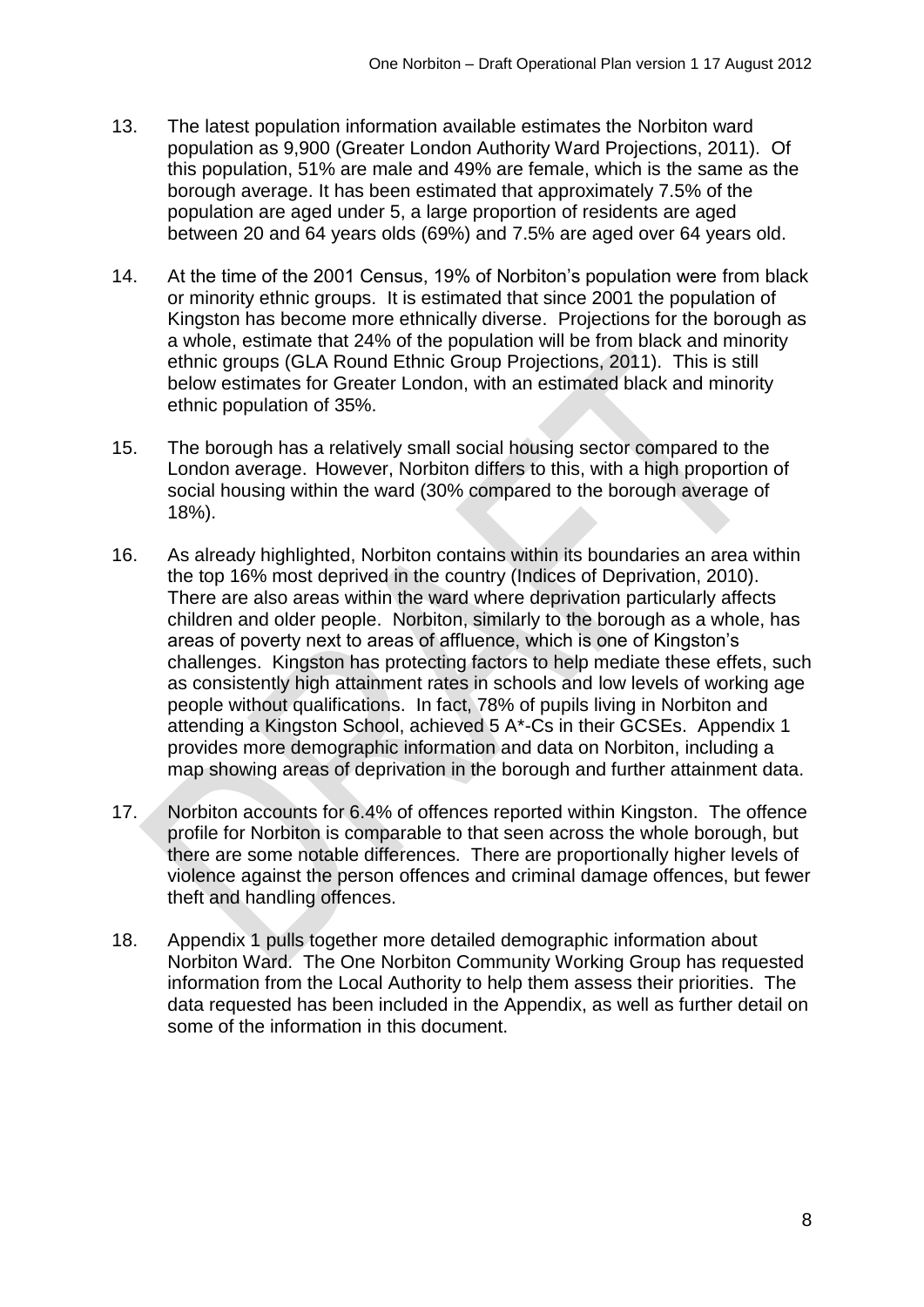13. The latest population information available estimates the Norbiton ward population as 9,900 (Greater London Authority Ward Projections, 2011). Of this population, 51% are male and 49% are female, which is the same as the borough average. It has been estimated that approximately 7.5% of the population are aged under 5, a large proportion of residents are aged between 20 and 64 years olds (69%) and 7.5% are aged over 64 years old.

14. At the time of the 2001 Census, 19% of Norbiton's population were from black or minority ethnic groups. It is estimated that since 2001 the population of Kingston has become more ethnically diverse. Projections for the borough as a whole, estimate that 24% of the population will be from black and minority ethnic groups (GLA Round Ethnic Group Projections, 2011). This is still below estimates for Greater London, with an estimated black and minority ethnic population of 35%.

15. The borough has a relatively small social housing sector compared to the London average. However, Norbiton differs to this, with a high proportion of social housing within the ward (30% compared to the borough average of 18%).

16. As already highlighted, Norbiton contains within its boundaries an area within the top 16% most deprived in the country (Indices of Deprivation, 2010). There are also areas within the ward where deprivation particularly affects children and older people. Norbiton, similarly to the borough as a whole, has areas of poverty next to areas of affluence, which is one of Kingston's challenges. Kingston has protecting factors to help mediate these effets, such as consistently high attainment rates in schools and low levels of working age people without qualifications. In fact, 78% of pupils living in Norbiton and attending a Kingston School, achieved 5 A*-Cs in their GCSEs. Appendix 1 provides more demographic information and data on Norbiton, including a map showing areas of deprivation in the borough and further attainment data.

17. Norbiton accounts for 6.4% of offences reported within Kingston. The offence profile for Norbiton is comparable to that seen across the whole borough, but there are some notable differences. There are proportionally higher levels of violence against the person offences and criminal damage offences, but fewer theft and handling offences.

18. Appendix 1 pulls together more detailed demographic information about Norbiton Ward. The One Norbiton Community Working Group has requested information from the Local Authority to help them assess their priorities. The data requested has been included in the Appendix, as well as further detail on some of the information in this document.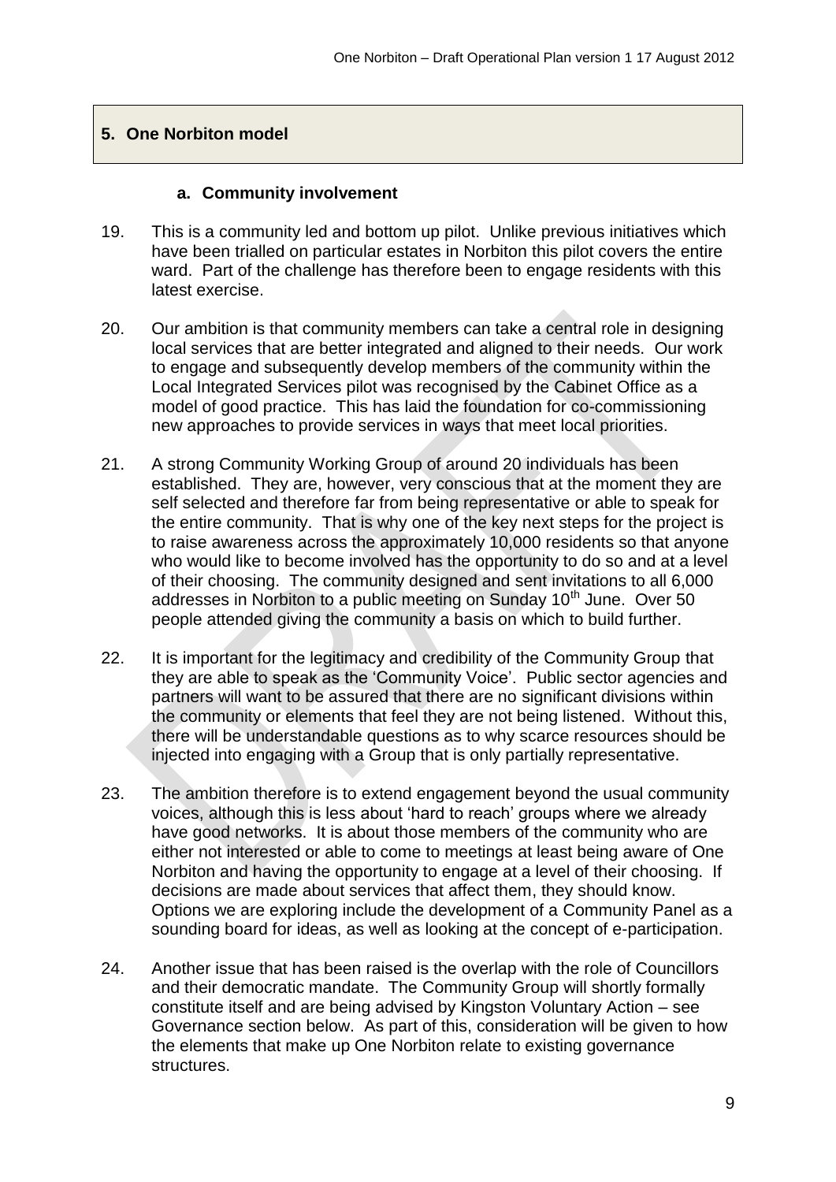## 5. One Norbiton model

### a. Community involvement

19. This is a community led and bottom up pilot. Unlike previous initiatives which have been trialled on particular estates in Norbiton this pilot covers the entire ward. Part of the challenge has therefore been to engage residents with this latest exercise.

20. Our ambition is that community members can take a central role in designing local services that are better integrated and aligned to their needs. Our work to engage and subsequently develop members of the community within the Local Integrated Services pilot was recognised by the Cabinet Office as a model of good practice. This has laid the foundation for co-commissioning new approaches to provide services in ways that meet local priorities.

21. A strong Community Working Group of around 20 individuals has been established. They are, however, very conscious that at the moment they are self selected and therefore far from being representative or able to speak for the entire community. That is why one of the key next steps for the project is to raise awareness across the approximately 10,000 residents so that anyone who would like to become involved has the opportunity to do so and at a level of their choosing. The community designed and sent invitations to all 6,000 addresses in Norbiton to a public meeting on Sunday 10th June. Over 50 people attended giving the community a basis on which to build further.

22. It is important for the legitimacy and credibility of the Community Group that they are able to speak as the 'Community Voice'. Public sector agencies and partners will want to be assured that there are no significant divisions within the community or elements that feel they are not being listened. Without this, there will be understandable questions as to why scarce resources should be injected into engaging with a Group that is only partially representative.

23. The ambition therefore is to extend engagement beyond the usual community voices, although this is less about 'hard to reach' groups where we already have good networks. It is about those members of the community who are either not interested or able to come to meetings at least being aware of One Norbiton and having the opportunity to engage at a level of their choosing. If decisions are made about services that affect them, they should know. Options we are exploring include the development of a Community Panel as a sounding board for ideas, as well as looking at the concept of e-participation.

24. Another issue that has been raised is the overlap with the role of Councillors and their democratic mandate. The Community Group will shortly formally constitute itself and are being advised by Kingston Voluntary Action – see Governance section below. As part of this, consideration will be given to how the elements that make up One Norbiton relate to existing governance structures.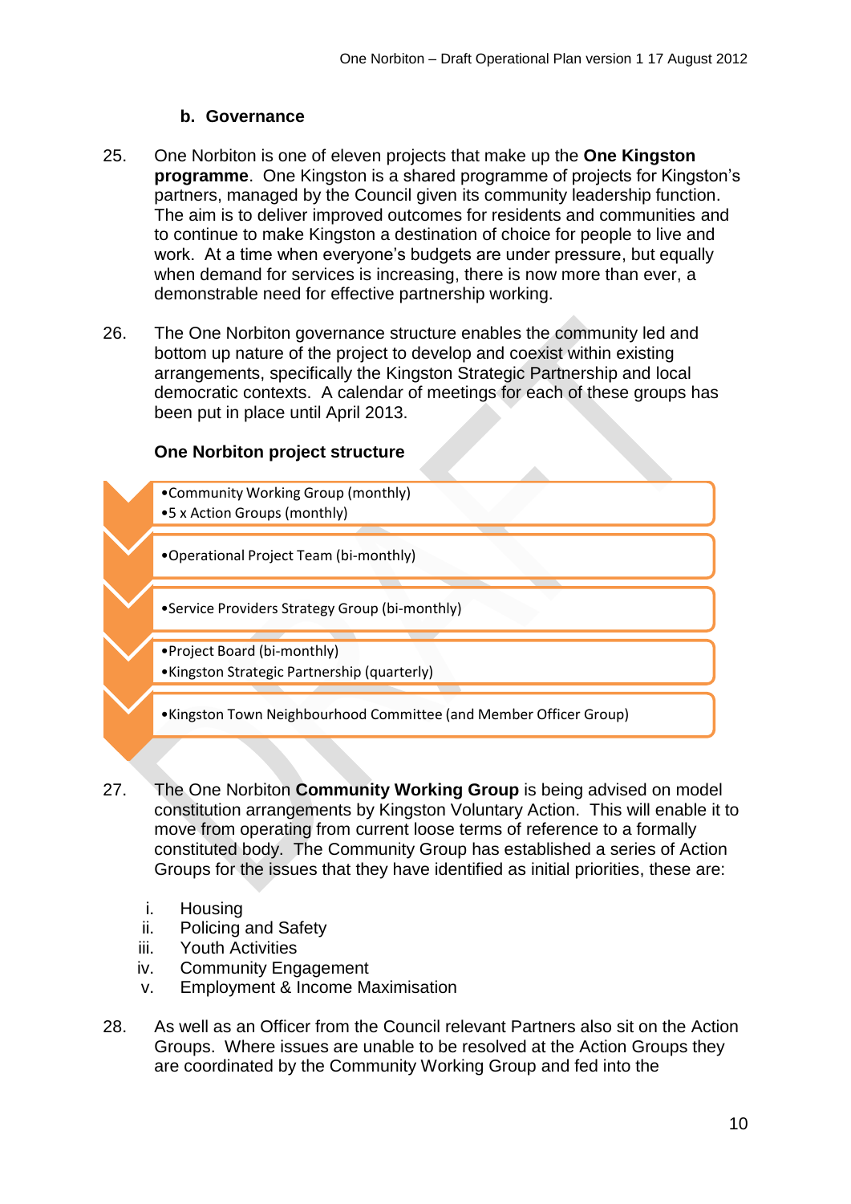### b. Governance

25. One Norbiton is one of eleven projects that make up the **One Kingston programme**. One Kingston is a shared programme of projects for Kingston's partners, managed by the Council given its community leadership function. The aim is to deliver improved outcomes for residents and communities and to continue to make Kingston a destination of choice for people to live and work. At a time when everyone's budgets are under pressure, but equally when demand for services is increasing, there is now more than ever, a demonstrable need for effective partnership working.

26. The One Norbiton governance structure enables the community led and bottom up nature of the project to develop and coexist within existing arrangements, specifically the Kingston Strategic Partnership and local democratic contexts. A calendar of meetings for each of these groups has been put in place until April 2013.

**One Norbiton project structure**

- Community Working Group (monthly)
- 5 x Action Groups (monthly)

- Operational Project Team (bi-monthly)

- Service Providers Strategy Group (bi-monthly)

- Project Board (bi-monthly)
- Kingston Strategic Partnership (quarterly)

- Kingston Town Neighbourhood Committee (and Member Officer Group)

27. The One Norbiton **Community Working Group** is being advised on model constitution arrangements by Kingston Voluntary Action. This will enable it to move from operating from current loose terms of reference to a formally constituted body. The Community Group has established a series of Action Groups for the issues that they have identified as initial priorities, these are:

    i. Housing
    ii. Policing and Safety
    iii. Youth Activities
    iv. Community Engagement
    v. Employment & Income Maximisation

28. As well as an Officer from the Council relevant Partners also sit on the Action Groups. Where issues are unable to be resolved at the Action Groups they are coordinated by the Community Working Group and fed into the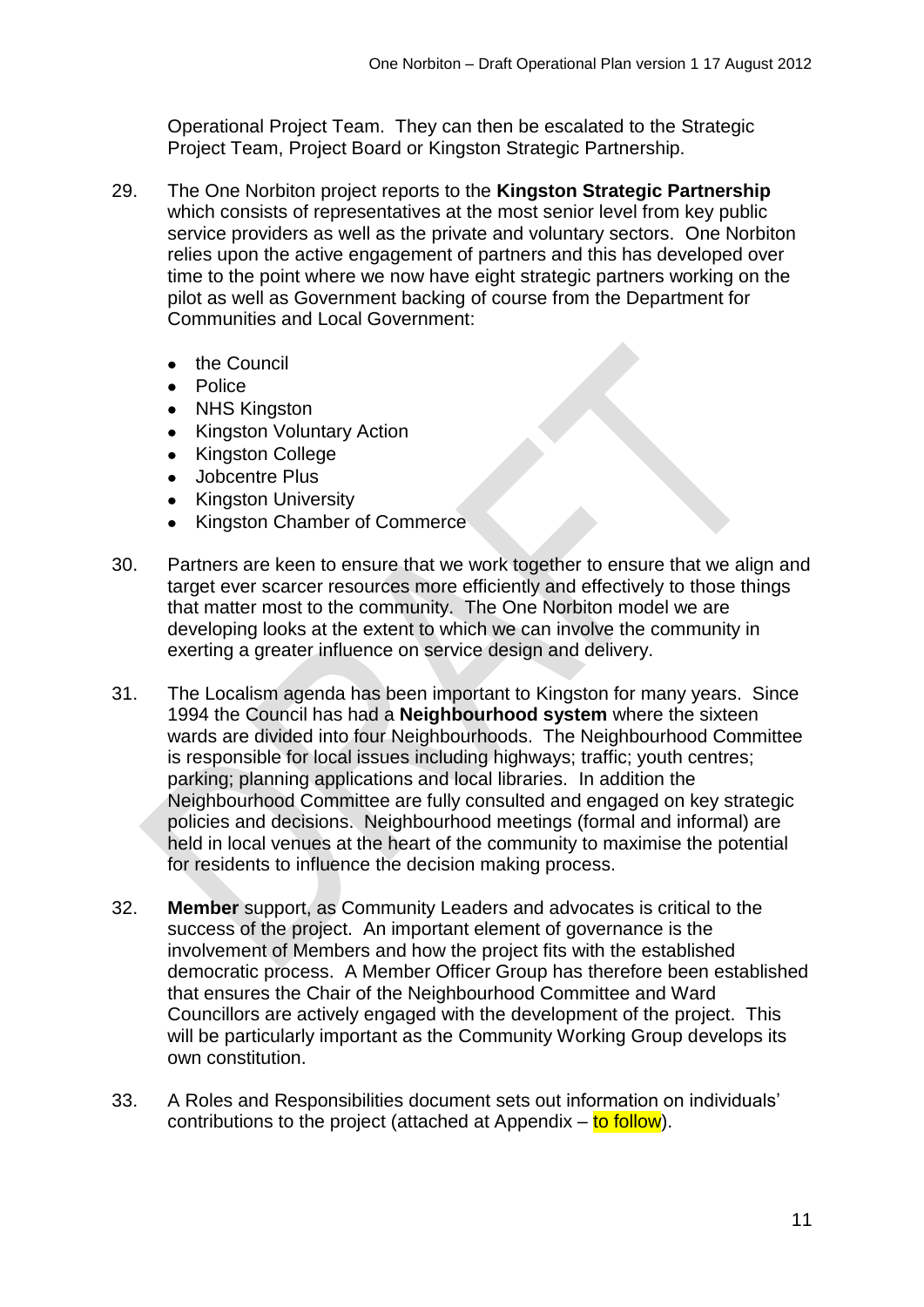Operational Project Team. They can then be escalated to the Strategic Project Team, Project Board or Kingston Strategic Partnership.

29. The One Norbiton project reports to the **Kingston Strategic Partnership** which consists of representatives at the most senior level from key public service providers as well as the private and voluntary sectors. One Norbiton relies upon the active engagement of partners and this has developed over time to the point where we now have eight strategic partners working on the pilot as well as Government backing of course from the Department for Communities and Local Government:

    - the Council
    - Police
    - NHS Kingston
    - Kingston Voluntary Action
    - Kingston College
    - Jobcentre Plus
    - Kingston University
    - Kingston Chamber of Commerce

30. Partners are keen to ensure that we work together to ensure that we align and target ever scarcer resources more efficiently and effectively to those things that matter most to the community. The One Norbiton model we are developing looks at the extent to which we can involve the community in exerting a greater influence on service design and delivery.

31. The Localism agenda has been important to Kingston for many years. Since 1994 the Council has had a **Neighbourhood system** where the sixteen wards are divided into four Neighbourhoods. The Neighbourhood Committee is responsible for local issues including highways; traffic; youth centres; parking; planning applications and local libraries. In addition the Neighbourhood Committee are fully consulted and engaged on key strategic policies and decisions. Neighbourhood meetings (formal and informal) are held in local venues at the heart of the community to maximise the potential for residents to influence the decision making process.

32. **Member** support, as Community Leaders and advocates is critical to the success of the project. An important element of governance is the involvement of Members and how the project fits with the established democratic process. A Member Officer Group has therefore been established that ensures the Chair of the Neighbourhood Committee and Ward Councillors are actively engaged with the development of the project. This will be particularly important as the Community Working Group develops its own constitution.

33. A Roles and Responsibilities document sets out information on individuals' contributions to the project (attached at Appendix – to follow).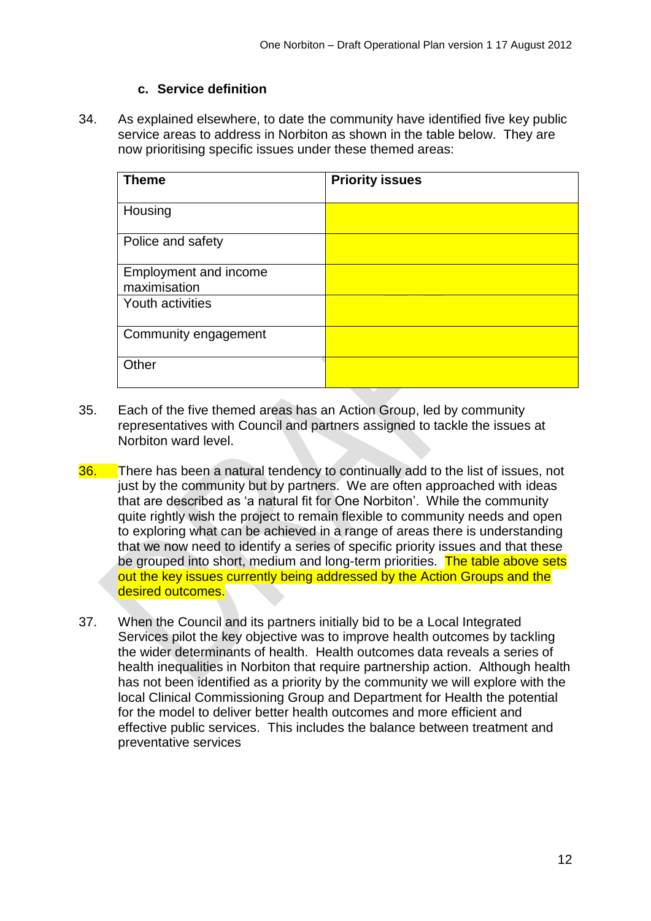### c. Service definition

34. As explained elsewhere, to date the community have identified five key public service areas to address in Norbiton as shown in the table below. They are now prioritising specific issues under these themed areas:

| Theme | Priority issues |
|---|---|
| Housing | |
| Police and safety | |
| Employment and income maximisation | |
| Youth activities | |
| Community engagement | |
| Other | |

35. Each of the five themed areas has an Action Group, led by community representatives with Council and partners assigned to tackle the issues at Norbiton ward level.

36. There has been a natural tendency to continually add to the list of issues, not just by the community but by partners. We are often approached with ideas that are described as 'a natural fit for One Norbiton'. While the community quite rightly wish the project to remain flexible to community needs and open to exploring what can be achieved in a range of areas there is understanding that we now need to identify a series of specific priority issues and that these be grouped into short, medium and long-term priorities. The table above sets out the key issues currently being addressed by the Action Groups and the desired outcomes.

37. When the Council and its partners initially bid to be a Local Integrated Services pilot the key objective was to improve health outcomes by tackling the wider determinants of health. Health outcomes data reveals a series of health inequalities in Norbiton that require partnership action. Although health has not been identified as a priority by the community we will explore with the local Clinical Commissioning Group and Department for Health the potential for the model to deliver better health outcomes and more efficient and effective public services. This includes the balance between treatment and preventative services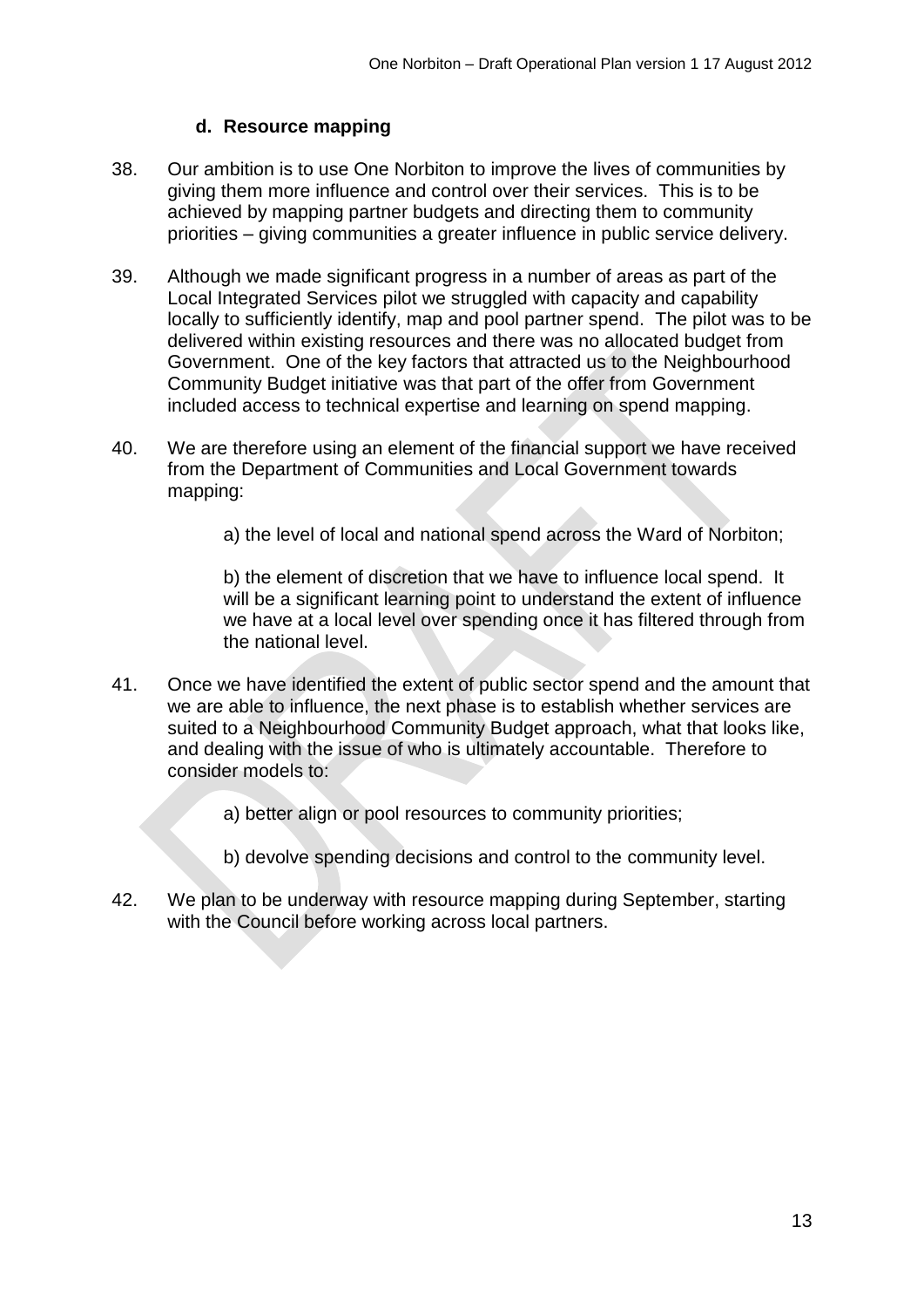### d. Resource mapping

38. Our ambition is to use One Norbiton to improve the lives of communities by giving them more influence and control over their services. This is to be achieved by mapping partner budgets and directing them to community priorities – giving communities a greater influence in public service delivery.

39. Although we made significant progress in a number of areas as part of the Local Integrated Services pilot we struggled with capacity and capability locally to sufficiently identify, map and pool partner spend. The pilot was to be delivered within existing resources and there was no allocated budget from Government. One of the key factors that attracted us to the Neighbourhood Community Budget initiative was that part of the offer from Government included access to technical expertise and learning on spend mapping.

40. We are therefore using an element of the financial support we have received from the Department of Communities and Local Government towards mapping:

    a) the level of local and national spend across the Ward of Norbiton;

    b) the element of discretion that we have to influence local spend. It will be a significant learning point to understand the extent of influence we have at a local level over spending once it has filtered through from the national level.

41. Once we have identified the extent of public sector spend and the amount that we are able to influence, the next phase is to establish whether services are suited to a Neighbourhood Community Budget approach, what that looks like, and dealing with the issue of who is ultimately accountable. Therefore to consider models to:

    a) better align or pool resources to community priorities;

    b) devolve spending decisions and control to the community level.

42. We plan to be underway with resource mapping during September, starting with the Council before working across local partners.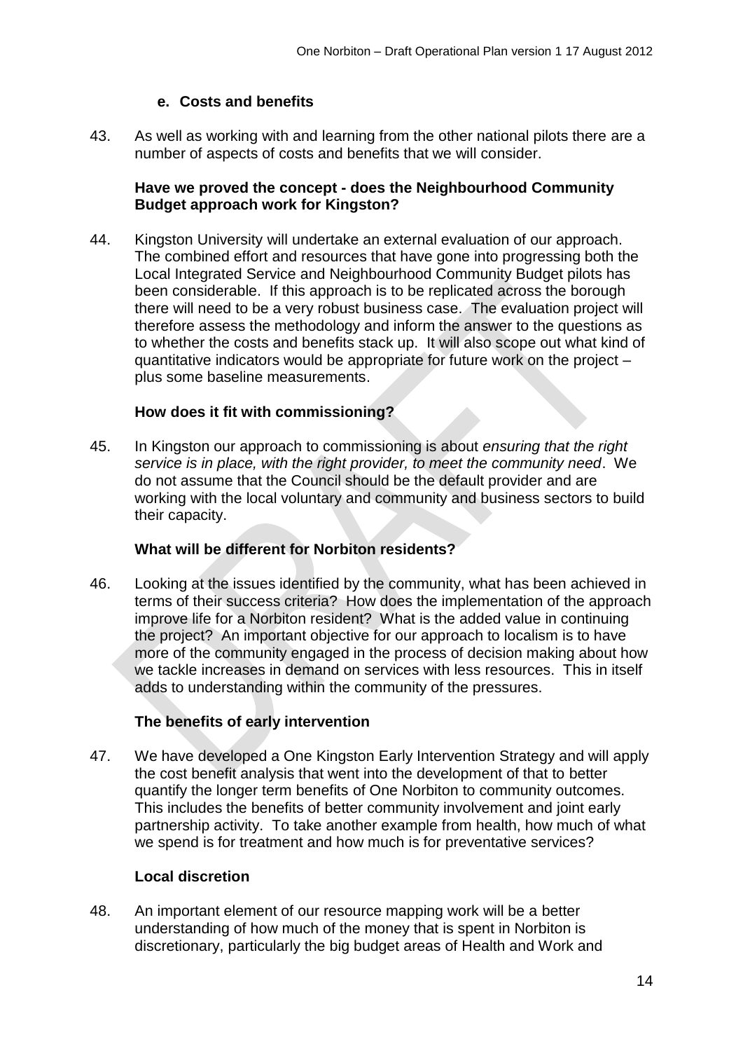### e. Costs and benefits

43. As well as working with and learning from the other national pilots there are a number of aspects of costs and benefits that we will consider.

**Have we proved the concept - does the Neighbourhood Community Budget approach work for Kingston?**

44. Kingston University will undertake an external evaluation of our approach. The combined effort and resources that have gone into progressing both the Local Integrated Service and Neighbourhood Community Budget pilots has been considerable. If this approach is to be replicated across the borough there will need to be a very robust business case. The evaluation project will therefore assess the methodology and inform the answer to the questions as to whether the costs and benefits stack up. It will also scope out what kind of quantitative indicators would be appropriate for future work on the project – plus some baseline measurements.

**How does it fit with commissioning?**

45. In Kingston our approach to commissioning is about *ensuring that the right service is in place, with the right provider, to meet the community need*. We do not assume that the Council should be the default provider and are working with the local voluntary and community and business sectors to build their capacity.

**What will be different for Norbiton residents?**

46. Looking at the issues identified by the community, what has been achieved in terms of their success criteria? How does the implementation of the approach improve life for a Norbiton resident? What is the added value in continuing the project? An important objective for our approach to localism is to have more of the community engaged in the process of decision making about how we tackle increases in demand on services with less resources. This in itself adds to understanding within the community of the pressures.

**The benefits of early intervention**

47. We have developed a One Kingston Early Intervention Strategy and will apply the cost benefit analysis that went into the development of that to better quantify the longer term benefits of One Norbiton to community outcomes. This includes the benefits of better community involvement and joint early partnership activity. To take another example from health, how much of what we spend is for treatment and how much is for preventative services?

**Local discretion**

48. An important element of our resource mapping work will be a better understanding of how much of the money that is spent in Norbiton is discretionary, particularly the big budget areas of Health and Work and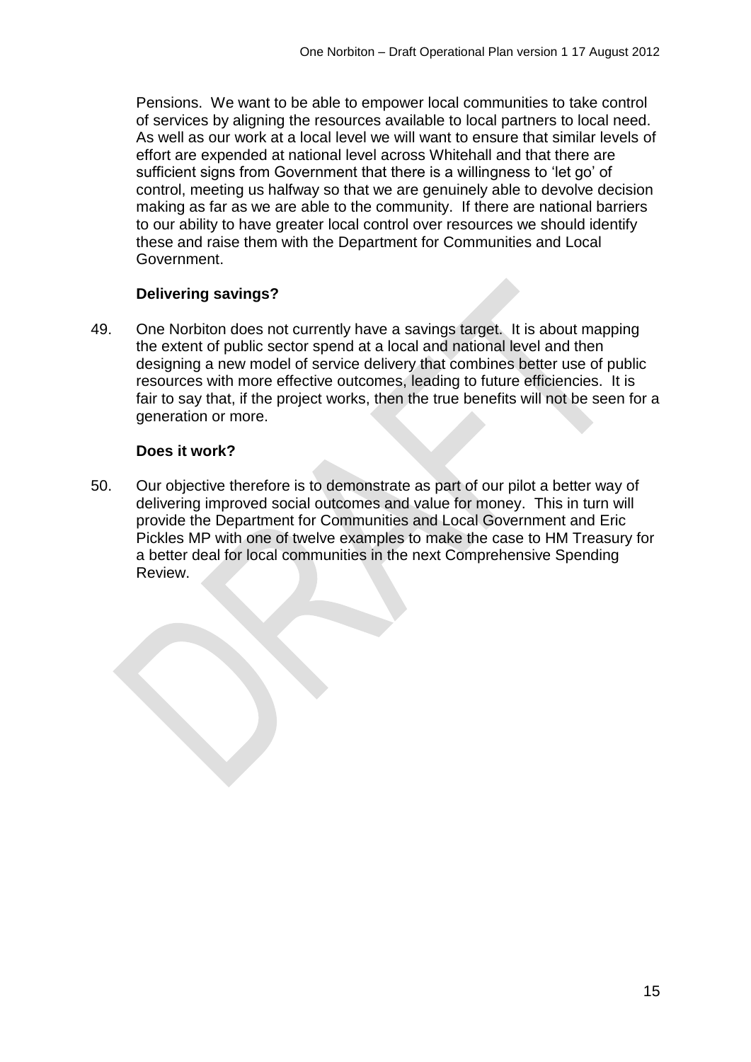Pensions. We want to be able to empower local communities to take control of services by aligning the resources available to local partners to local need. As well as our work at a local level we will want to ensure that similar levels of effort are expended at national level across Whitehall and that there are sufficient signs from Government that there is a willingness to 'let go' of control, meeting us halfway so that we are genuinely able to devolve decision making as far as we are able to the community. If there are national barriers to our ability to have greater local control over resources we should identify these and raise them with the Department for Communities and Local Government.

**Delivering savings?**

49. One Norbiton does not currently have a savings target. It is about mapping the extent of public sector spend at a local and national level and then designing a new model of service delivery that combines better use of public resources with more effective outcomes, leading to future efficiencies. It is fair to say that, if the project works, then the true benefits will not be seen for a generation or more.

**Does it work?**

50. Our objective therefore is to demonstrate as part of our pilot a better way of delivering improved social outcomes and value for money. This in turn will provide the Department for Communities and Local Government and Eric Pickles MP with one of twelve examples to make the case to HM Treasury for a better deal for local communities in the next Comprehensive Spending Review.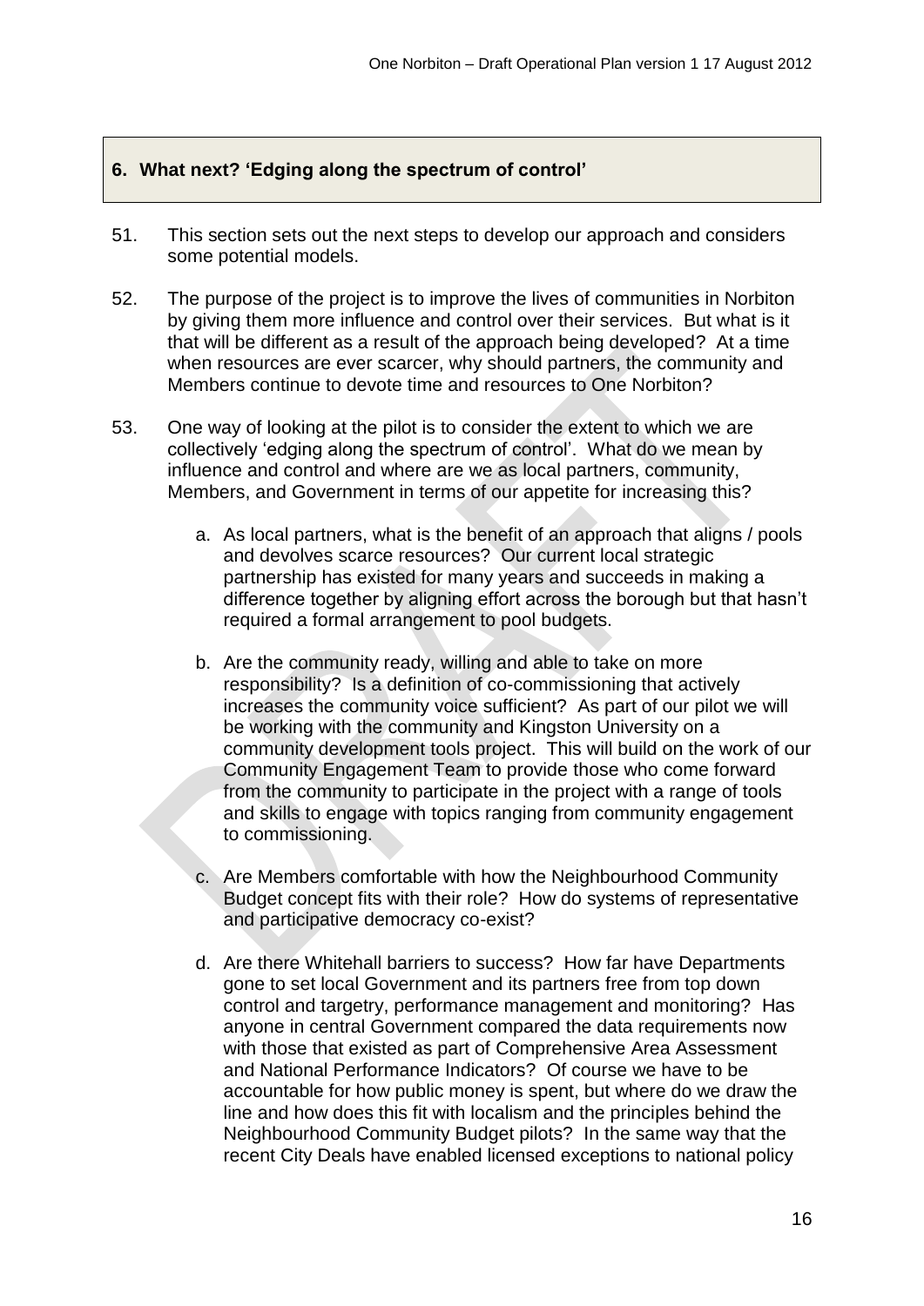## 6. What next? 'Edging along the spectrum of control'

51. This section sets out the next steps to develop our approach and considers some potential models.

52. The purpose of the project is to improve the lives of communities in Norbiton by giving them more influence and control over their services. But what is it that will be different as a result of the approach being developed? At a time when resources are ever scarcer, why should partners, the community and Members continue to devote time and resources to One Norbiton?

53. One way of looking at the pilot is to consider the extent to which we are collectively 'edging along the spectrum of control'. What do we mean by influence and control and where are we as local partners, community, Members, and Government in terms of our appetite for increasing this?

    a. As local partners, what is the benefit of an approach that aligns / pools and devolves scarce resources? Our current local strategic partnership has existed for many years and succeeds in making a difference together by aligning effort across the borough but that hasn't required a formal arrangement to pool budgets.

    b. Are the community ready, willing and able to take on more responsibility? Is a definition of co-commissioning that actively increases the community voice sufficient? As part of our pilot we will be working with the community and Kingston University on a community development tools project. This will build on the work of our Community Engagement Team to provide those who come forward from the community to participate in the project with a range of tools and skills to engage with topics ranging from community engagement to commissioning.

    c. Are Members comfortable with how the Neighbourhood Community Budget concept fits with their role? How do systems of representative and participative democracy co-exist?

    d. Are there Whitehall barriers to success? How far have Departments gone to set local Government and its partners free from top down control and targetry, performance management and monitoring? Has anyone in central Government compared the data requirements now with those that existed as part of Comprehensive Area Assessment and National Performance Indicators? Of course we have to be accountable for how public money is spent, but where do we draw the line and how does this fit with localism and the principles behind the Neighbourhood Community Budget pilots? In the same way that the recent City Deals have enabled licensed exceptions to national policy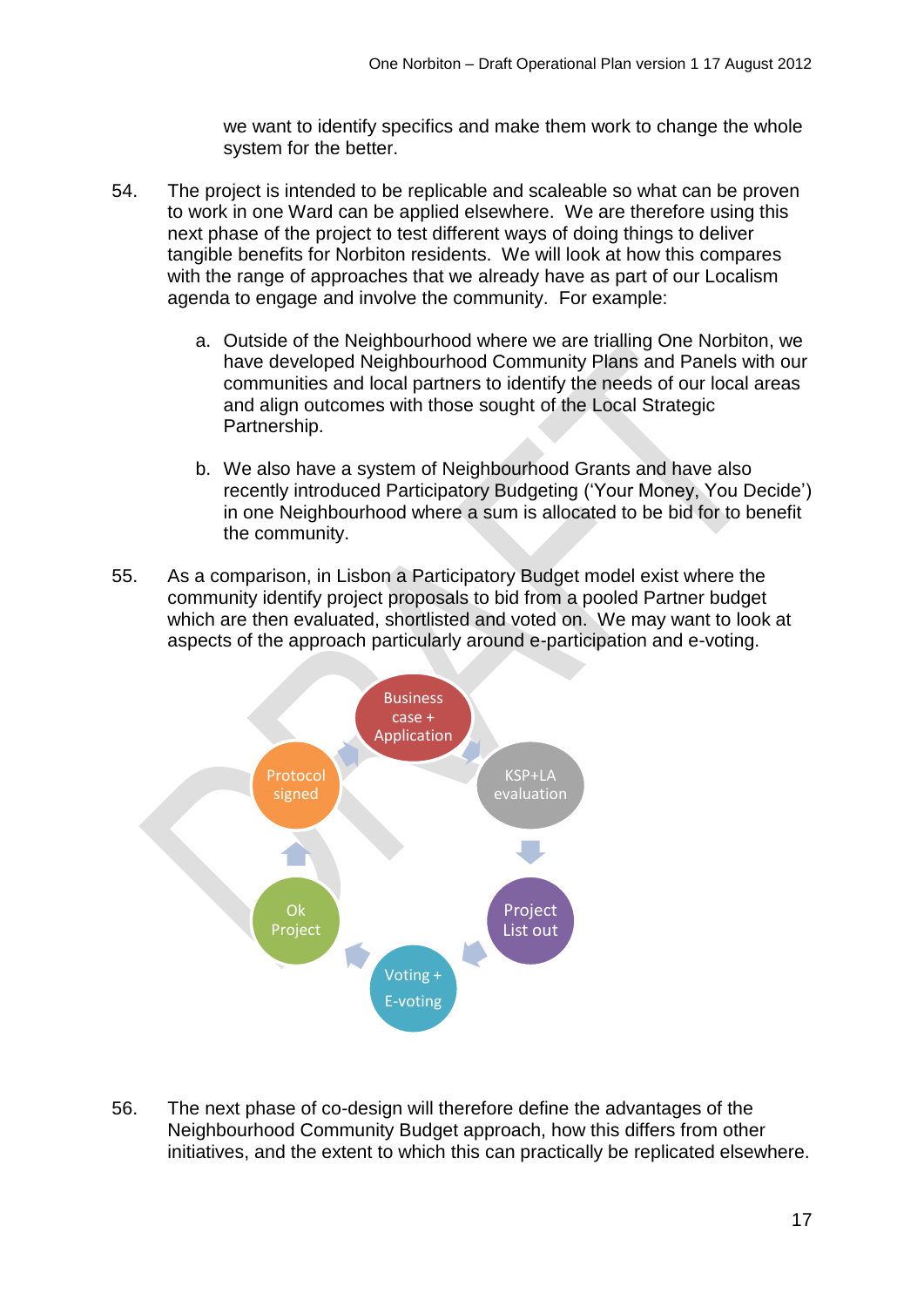we want to identify specifics and make them work to change the whole system for the better.

54. The project is intended to be replicable and scaleable so what can be proven to work in one Ward can be applied elsewhere. We are therefore using this next phase of the project to test different ways of doing things to deliver tangible benefits for Norbiton residents. We will look at how this compares with the range of approaches that we already have as part of our Localism agenda to engage and involve the community. For example:

    a. Outside of the Neighbourhood where we are trialling One Norbiton, we have developed Neighbourhood Community Plans and Panels with our communities and local partners to identify the needs of our local areas and align outcomes with those sought of the Local Strategic Partnership.

    b. We also have a system of Neighbourhood Grants and have also recently introduced Participatory Budgeting ('Your Money, You Decide') in one Neighbourhood where a sum is allocated to be bid for to benefit the community.

55. As a comparison, in Lisbon a Participatory Budget model exist where the community identify project proposals to bid from a pooled Partner budget which are then evaluated, shortlisted and voted on. We may want to look at aspects of the approach particularly around e-participation and e-voting.

Business case + Application → KSP+LA evaluation → Project List out → Voting + E-voting → Ok Project → Protocol signed → Business case + Application

56. The next phase of co-design will therefore define the advantages of the Neighbourhood Community Budget approach, how this differs from other initiatives, and the extent to which this can practically be replicated elsewhere.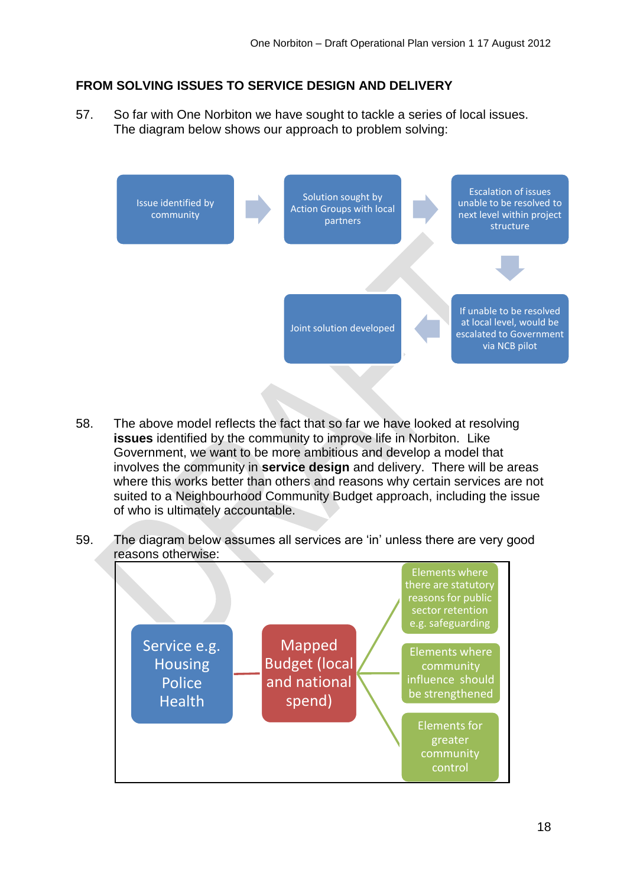## FROM SOLVING ISSUES TO SERVICE DESIGN AND DELIVERY

57. So far with One Norbiton we have sought to tackle a series of local issues. The diagram below shows our approach to problem solving:

Issue identified by community → Solution sought by Action Groups with local partners → Escalation of issues unable to be resolved to next level within project structure → If unable to be resolved at local level, would be escalated to Government via NCB pilot → Joint solution developed

58. The above model reflects the fact that so far we have looked at resolving **issues** identified by the community to improve life in Norbiton. Like Government, we want to be more ambitious and develop a model that involves the community in **service design** and delivery. There will be areas where this works better than others and reasons why certain services are not suited to a Neighbourhood Community Budget approach, including the issue of who is ultimately accountable.

59. The diagram below assumes all services are 'in' unless there are very good reasons otherwise:

Service e.g. Housing Police Health → Mapped Budget (local and national spend) →
- Elements where there are statutory reasons for public sector retention e.g. safeguarding
- Elements where community influence should be strengthened
- Elements for greater community control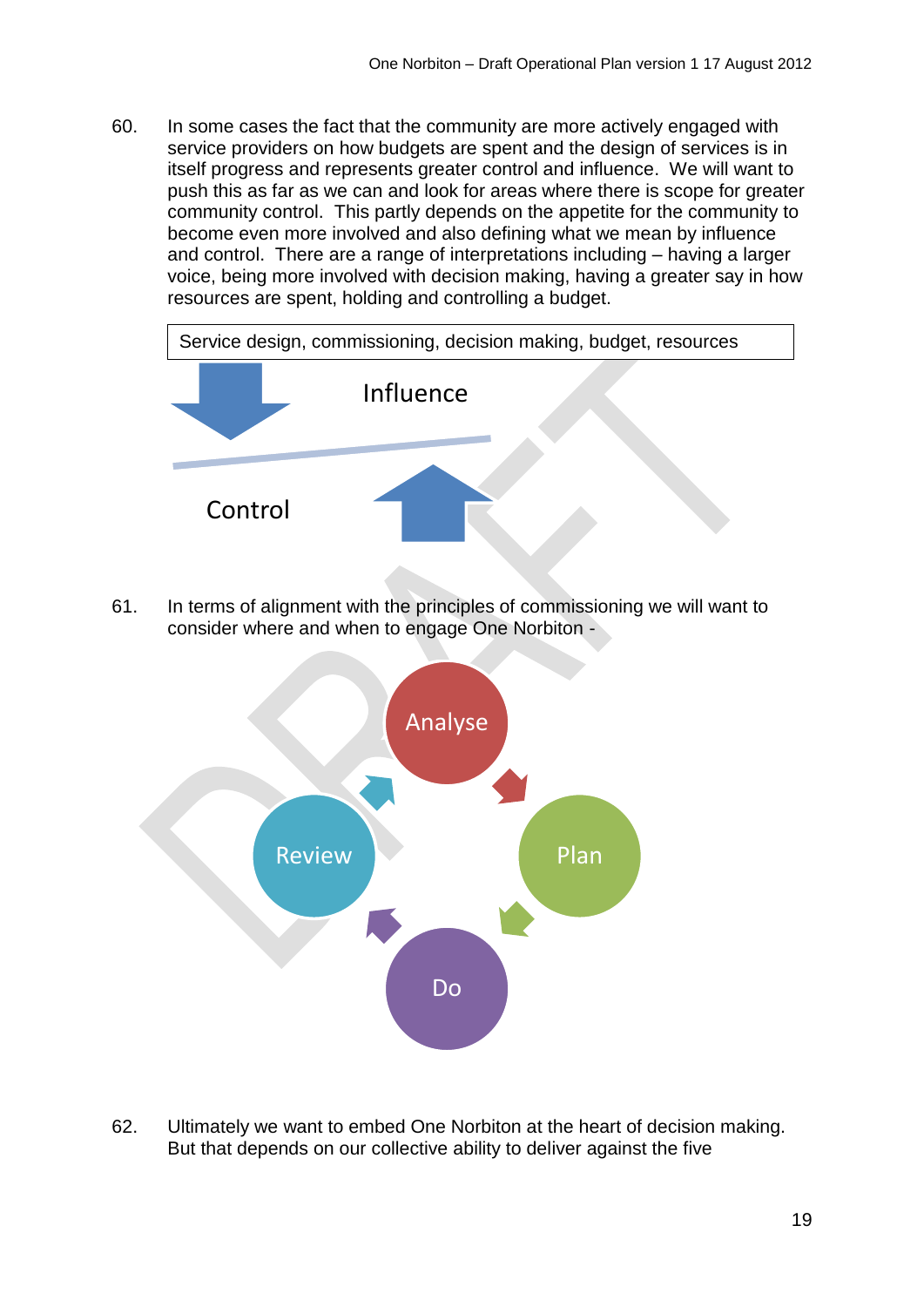60. In some cases the fact that the community are more actively engaged with service providers on how budgets are spent and the design of services is in itself progress and represents greater control and influence. We will want to push this as far as we can and look for areas where there is scope for greater community control. This partly depends on the appetite for the community to become even more involved and also defining what we mean by influence and control. There are a range of interpretations including – having a larger voice, being more involved with decision making, having a greater say in how resources are spent, holding and controlling a budget.

Service design, commissioning, decision making, budget, resources

Influence

Control

61. In terms of alignment with the principles of commissioning we will want to consider where and when to engage One Norbiton -

Analyse

Plan

Do

Review

62. Ultimately we want to embed One Norbiton at the heart of decision making. But that depends on our collective ability to deliver against the five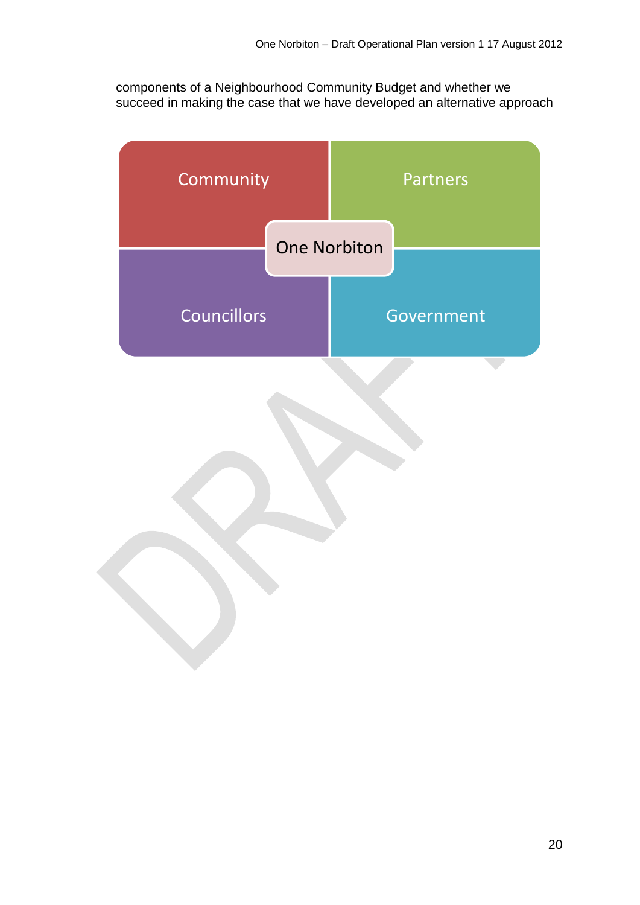components of a Neighbourhood Community Budget and whether we succeed in making the case that we have developed an alternative approach

Community

Partners

One Norbiton

Councillors

Government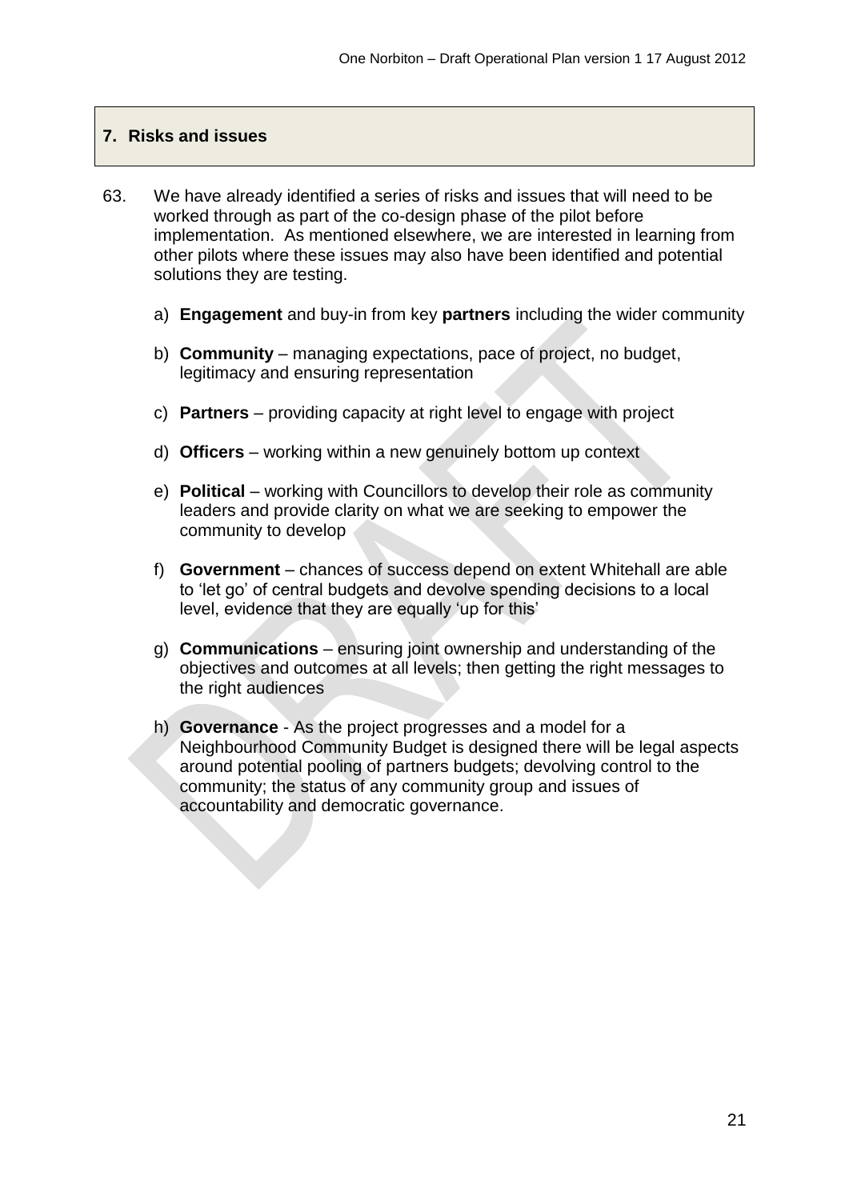## 7. Risks and issues

63. We have already identified a series of risks and issues that will need to be worked through as part of the co-design phase of the pilot before implementation. As mentioned elsewhere, we are interested in learning from other pilots where these issues may also have been identified and potential solutions they are testing.

   a) **Engagement** and buy-in from key **partners** including the wider community

   b) **Community** – managing expectations, pace of project, no budget, legitimacy and ensuring representation

   c) **Partners** – providing capacity at right level to engage with project

   d) **Officers** – working within a new genuinely bottom up context

   e) **Political** – working with Councillors to develop their role as community leaders and provide clarity on what we are seeking to empower the community to develop

   f) **Government** – chances of success depend on extent Whitehall are able to 'let go' of central budgets and devolve spending decisions to a local level, evidence that they are equally 'up for this'

   g) **Communications** – ensuring joint ownership and understanding of the objectives and outcomes at all levels; then getting the right messages to the right audiences

   h) **Governance** - As the project progresses and a model for a Neighbourhood Community Budget is designed there will be legal aspects around potential pooling of partners budgets; devolving control to the community; the status of any community group and issues of accountability and democratic governance.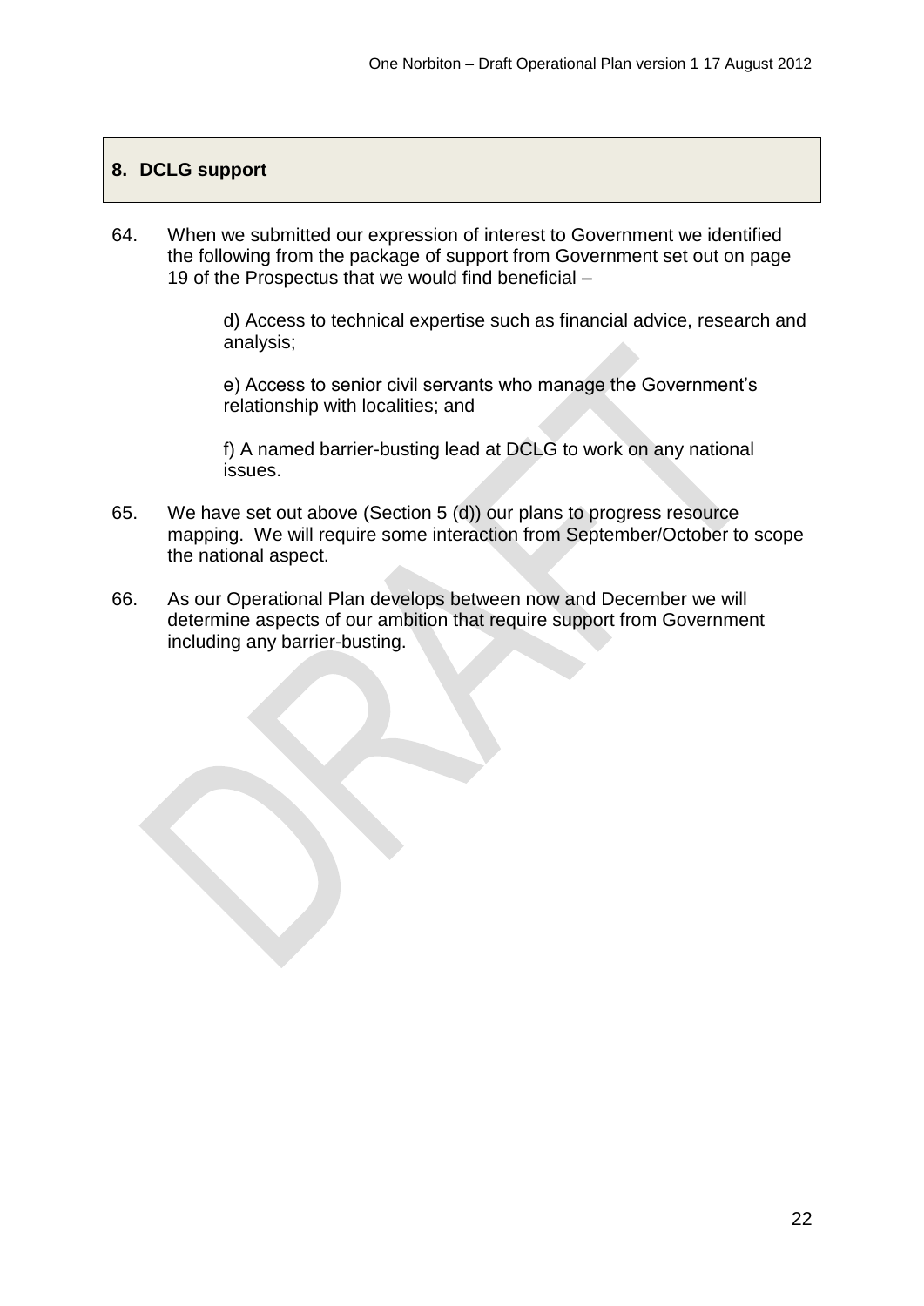## 8. DCLG support

64. When we submitted our expression of interest to Government we identified the following from the package of support from Government set out on page 19 of the Prospectus that we would find beneficial –

    d) Access to technical expertise such as financial advice, research and analysis;

    e) Access to senior civil servants who manage the Government's relationship with localities; and

    f) A named barrier-busting lead at DCLG to work on any national issues.

65. We have set out above (Section 5 (d)) our plans to progress resource mapping. We will require some interaction from September/October to scope the national aspect.

66. As our Operational Plan develops between now and December we will determine aspects of our ambition that require support from Government including any barrier-busting.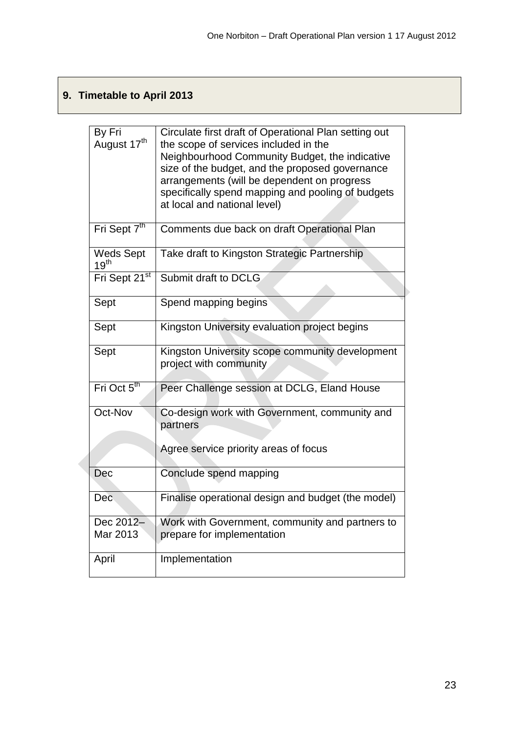## 9. Timetable to April 2013

| | |
|---|---|
| By Fri August 17th | Circulate first draft of Operational Plan setting out the scope of services included in the Neighbourhood Community Budget, the indicative size of the budget, and the proposed governance arrangements (will be dependent on progress specifically spend mapping and pooling of budgets at local and national level) |
| Fri Sept 7th | Comments due back on draft Operational Plan |
| Weds Sept 19th | Take draft to Kingston Strategic Partnership |
| Fri Sept 21st | Submit draft to DCLG |
| Sept | Spend mapping begins |
| Sept | Kingston University evaluation project begins |
| Sept | Kingston University scope community development project with community |
| Fri Oct 5th | Peer Challenge session at DCLG, Eland House |
| Oct-Nov | Co-design work with Government, community and partners<br><br>Agree service priority areas of focus |
| Dec | Conclude spend mapping |
| Dec | Finalise operational design and budget (the model) |
| Dec 2012–Mar 2013 | Work with Government, community and partners to prepare for implementation |
| April | Implementation |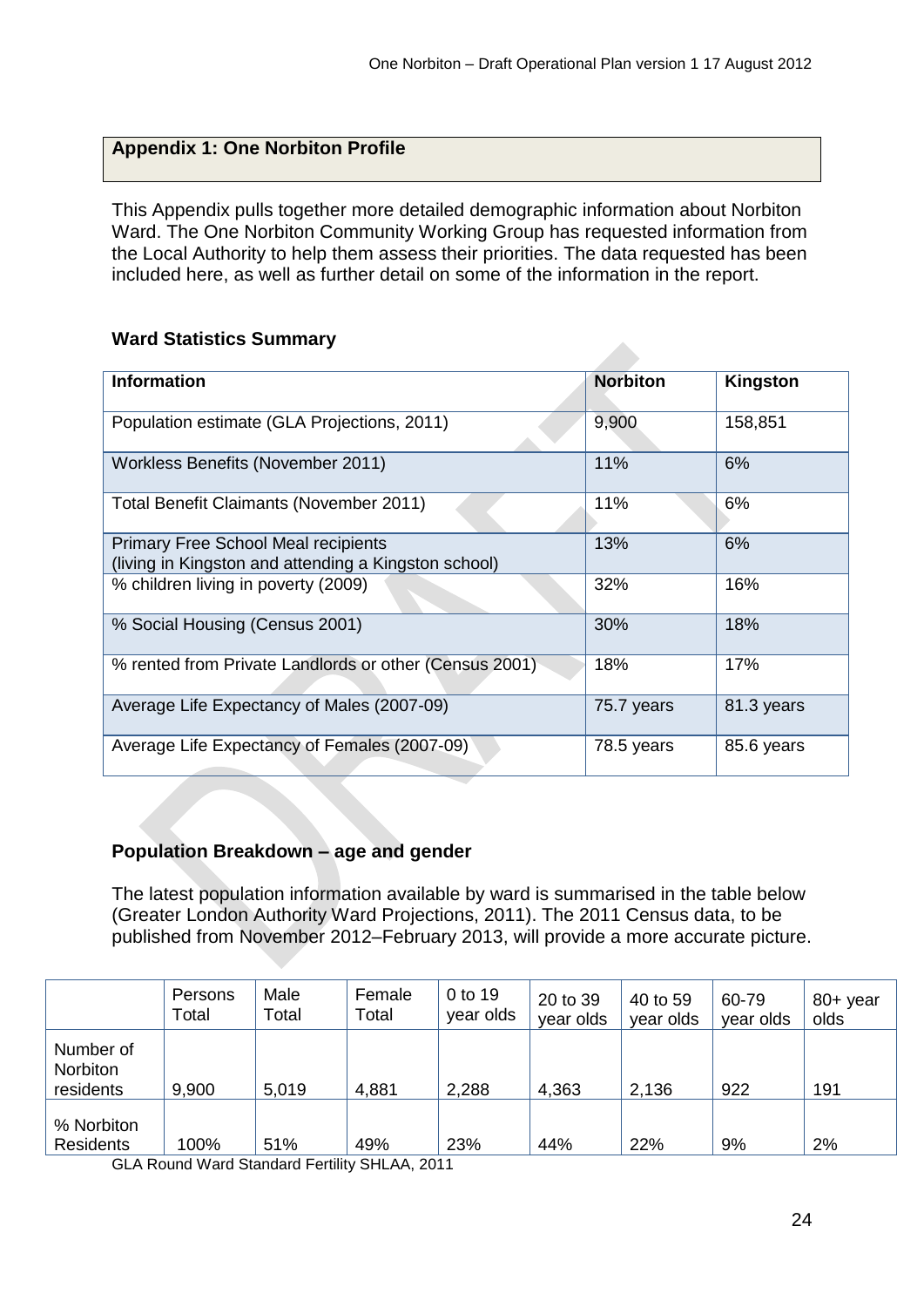## Appendix 1: One Norbiton Profile

This Appendix pulls together more detailed demographic information about Norbiton Ward. The One Norbiton Community Working Group has requested information from the Local Authority to help them assess their priorities. The data requested has been included here, as well as further detail on some of the information in the report.

### Ward Statistics Summary

| Information | Norbiton | Kingston |
|---|---|---|
| Population estimate (GLA Projections, 2011) | 9,900 | 158,851 |
| Workless Benefits (November 2011) | 11% | 6% |
| Total Benefit Claimants (November 2011) | 11% | 6% |
| Primary Free School Meal recipients (living in Kingston and attending a Kingston school) | 13% | 6% |
| % children living in poverty (2009) | 32% | 16% |
| % Social Housing (Census 2001) | 30% | 18% |
| % rented from Private Landlords or other (Census 2001) | 18% | 17% |
| Average Life Expectancy of Males (2007-09) | 75.7 years | 81.3 years |
| Average Life Expectancy of Females (2007-09) | 78.5 years | 85.6 years |

### Population Breakdown – age and gender

The latest population information available by ward is summarised in the table below (Greater London Authority Ward Projections, 2011). The 2011 Census data, to be published from November 2012–February 2013, will provide a more accurate picture.

| | Persons Total | Male Total | Female Total | 0 to 19 year olds | 20 to 39 year olds | 40 to 59 year olds | 60-79 year olds | 80+ year olds |
|---|---|---|---|---|---|---|---|---|
| Number of Norbiton residents | 9,900 | 5,019 | 4,881 | 2,288 | 4,363 | 2,136 | 922 | 191 |
| % Norbiton Residents | 100% | 51% | 49% | 23% | 44% | 22% | 9% | 2% |

GLA Round Ward Standard Fertility SHLAA, 2011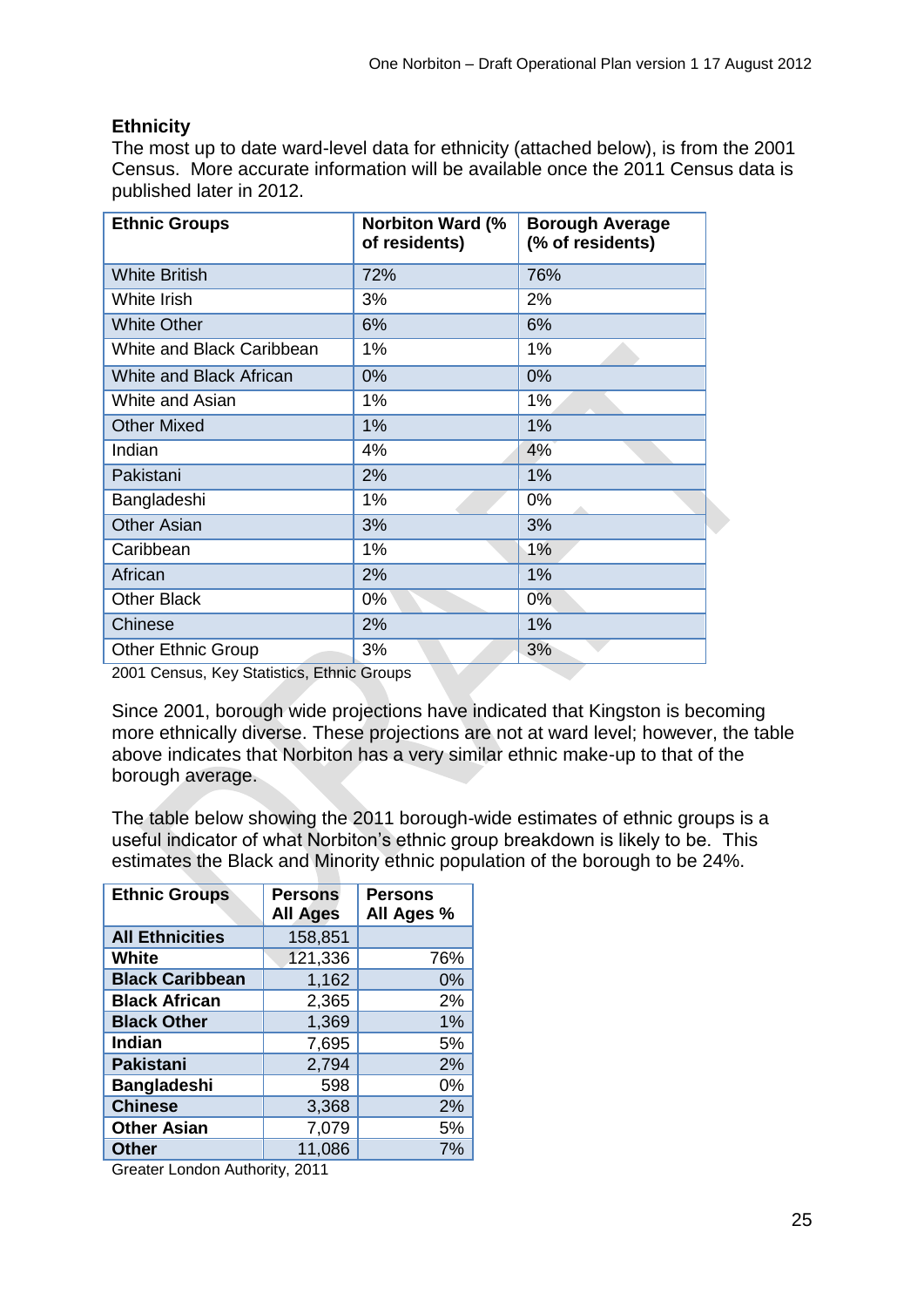## Ethnicity

The most up to date ward-level data for ethnicity (attached below), is from the 2001 Census. More accurate information will be available once the 2011 Census data is published later in 2012.

| Ethnic Groups | Norbiton Ward (% of residents) | Borough Average (% of residents) |
|---|---|---|
| White British | 72% | 76% |
| White Irish | 3% | 2% |
| White Other | 6% | 6% |
| White and Black Caribbean | 1% | 1% |
| White and Black African | 0% | 0% |
| White and Asian | 1% | 1% |
| Other Mixed | 1% | 1% |
| Indian | 4% | 4% |
| Pakistani | 2% | 1% |
| Bangladeshi | 1% | 0% |
| Other Asian | 3% | 3% |
| Caribbean | 1% | 1% |
| African | 2% | 1% |
| Other Black | 0% | 0% |
| Chinese | 2% | 1% |
| Other Ethnic Group | 3% | 3% |

2001 Census, Key Statistics, Ethnic Groups

Since 2001, borough wide projections have indicated that Kingston is becoming more ethnically diverse. These projections are not at ward level; however, the table above indicates that Norbiton has a very similar ethnic make-up to that of the borough average.

The table below showing the 2011 borough-wide estimates of ethnic groups is a useful indicator of what Norbiton's ethnic group breakdown is likely to be. This estimates the Black and Minority ethnic population of the borough to be 24%.

| Ethnic Groups | Persons All Ages | Persons All Ages % |
|---|---|---|
| **All Ethnicities** | 158,851 | |
| **White** | 121,336 | 76% |
| **Black Caribbean** | 1,162 | 0% |
| **Black African** | 2,365 | 2% |
| **Black Other** | 1,369 | 1% |
| **Indian** | 7,695 | 5% |
| **Pakistani** | 2,794 | 2% |
| **Bangladeshi** | 598 | 0% |
| **Chinese** | 3,368 | 2% |
| **Other Asian** | 7,079 | 5% |
| **Other** | 11,086 | 7% |

Greater London Authority, 2011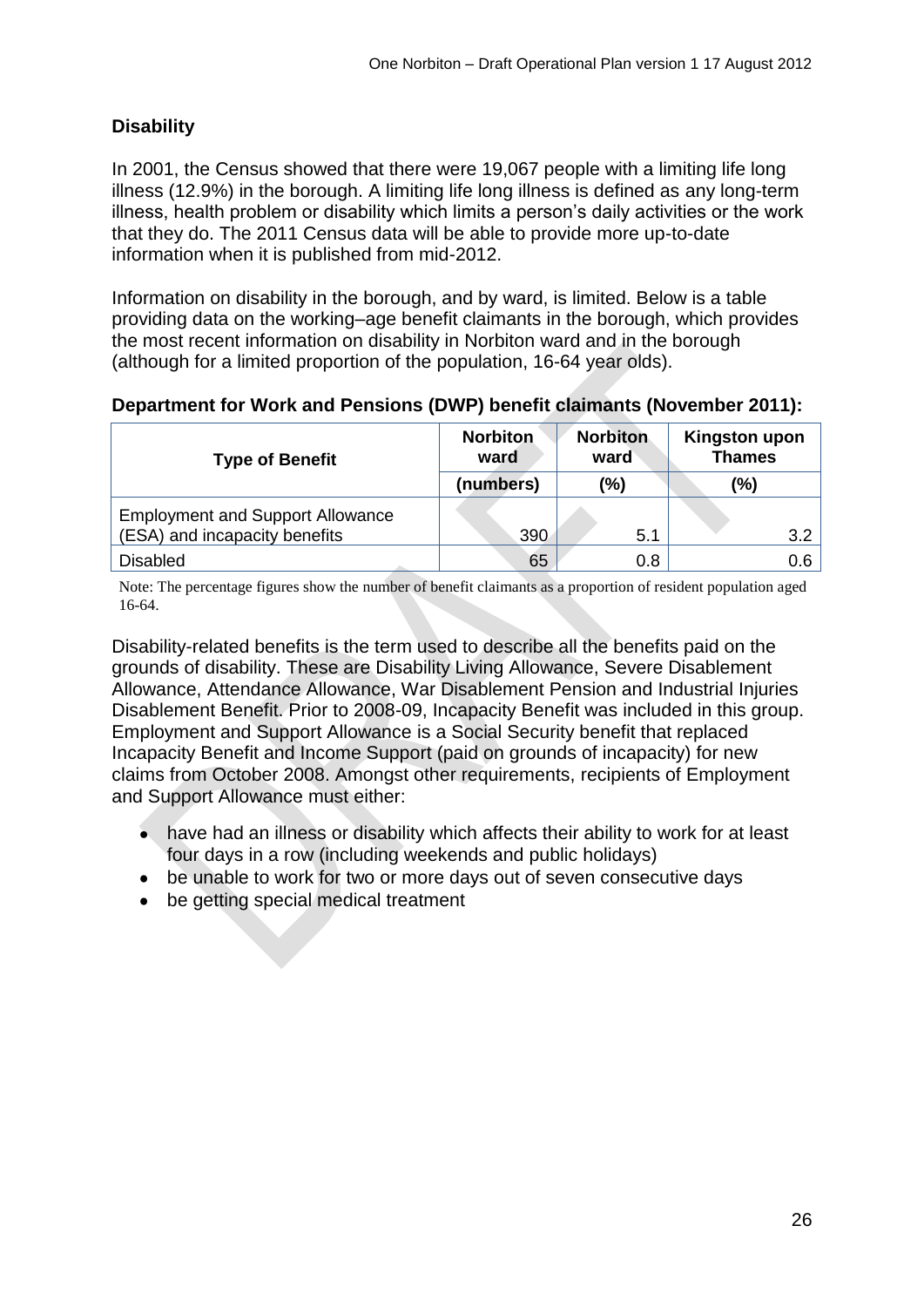## Disability

In 2001, the Census showed that there were 19,067 people with a limiting life long illness (12.9%) in the borough. A limiting life long illness is defined as any long-term illness, health problem or disability which limits a person's daily activities or the work that they do. The 2011 Census data will be able to provide more up-to-date information when it is published from mid-2012.

Information on disability in the borough, and by ward, is limited. Below is a table providing data on the working–age benefit claimants in the borough, which provides the most recent information on disability in Norbiton ward and in the borough (although for a limited proportion of the population, 16-64 year olds).

**Department for Work and Pensions (DWP) benefit claimants (November 2011):**

| Type of Benefit | Norbiton ward | Norbiton ward | Kingston upon Thames |
|---|---|---|---|
| | (numbers) | (%) | (%) |
| Employment and Support Allowance (ESA) and incapacity benefits | 390 | 5.1 | 3.2 |
| Disabled | 65 | 0.8 | 0.6 |

Note: The percentage figures show the number of benefit claimants as a proportion of resident population aged 16-64.

Disability-related benefits is the term used to describe all the benefits paid on the grounds of disability. These are Disability Living Allowance, Severe Disablement Allowance, Attendance Allowance, War Disablement Pension and Industrial Injuries Disablement Benefit. Prior to 2008-09, Incapacity Benefit was included in this group. Employment and Support Allowance is a Social Security benefit that replaced Incapacity Benefit and Income Support (paid on grounds of incapacity) for new claims from October 2008. Amongst other requirements, recipients of Employment and Support Allowance must either:

- have had an illness or disability which affects their ability to work for at least four days in a row (including weekends and public holidays)
- be unable to work for two or more days out of seven consecutive days
- be getting special medical treatment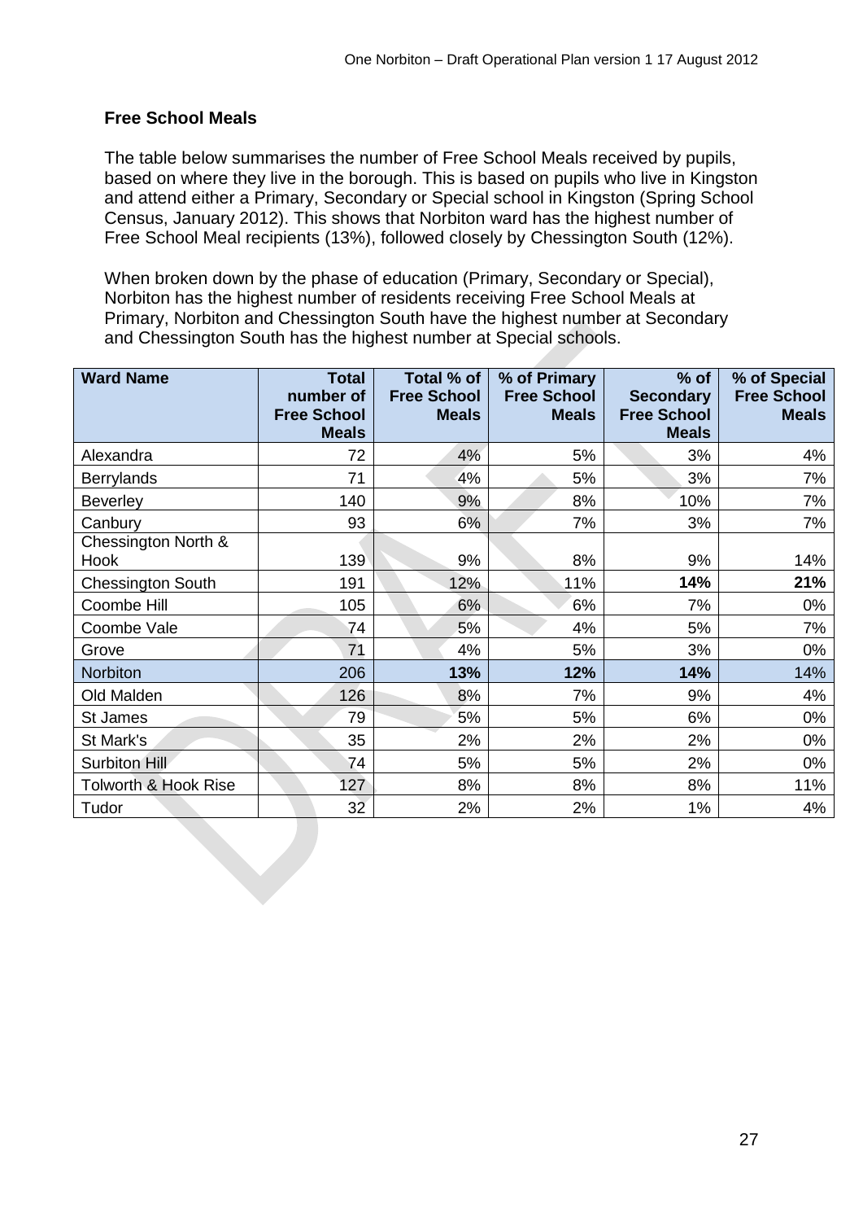## Free School Meals

The table below summarises the number of Free School Meals received by pupils, based on where they live in the borough. This is based on pupils who live in Kingston and attend either a Primary, Secondary or Special school in Kingston (Spring School Census, January 2012). This shows that Norbiton ward has the highest number of Free School Meal recipients (13%), followed closely by Chessington South (12%).

When broken down by the phase of education (Primary, Secondary or Special), Norbiton has the highest number of residents receiving Free School Meals at Primary, Norbiton and Chessington South have the highest number at Secondary and Chessington South has the highest number at Special schools.

| Ward Name | Total number of Free School Meals | Total % of Free School Meals | % of Primary Free School Meals | % of Secondary Free School Meals | % of Special Free School Meals |
|---|---|---|---|---|---|
| Alexandra | 72 | 4% | 5% | 3% | 4% |
| Berrylands | 71 | 4% | 5% | 3% | 7% |
| Beverley | 140 | 9% | 8% | 10% | 7% |
| Canbury | 93 | 6% | 7% | 3% | 7% |
| Chessington North & Hook | 139 | 9% | 8% | 9% | 14% |
| Chessington South | 191 | 12% | 11% | **14%** | **21%** |
| Coombe Hill | 105 | 6% | 6% | 7% | 0% |
| Coombe Vale | 74 | 5% | 4% | 5% | 7% |
| Grove | 71 | 4% | 5% | 3% | 0% |
| Norbiton | 206 | **13%** | **12%** | **14%** | 14% |
| Old Malden | 126 | 8% | 7% | 9% | 4% |
| St James | 79 | 5% | 5% | 6% | 0% |
| St Mark's | 35 | 2% | 2% | 2% | 0% |
| Surbiton Hill | 74 | 5% | 5% | 2% | 0% |
| Tolworth & Hook Rise | 127 | 8% | 8% | 8% | 11% |
| Tudor | 32 | 2% | 2% | 1% | 4% |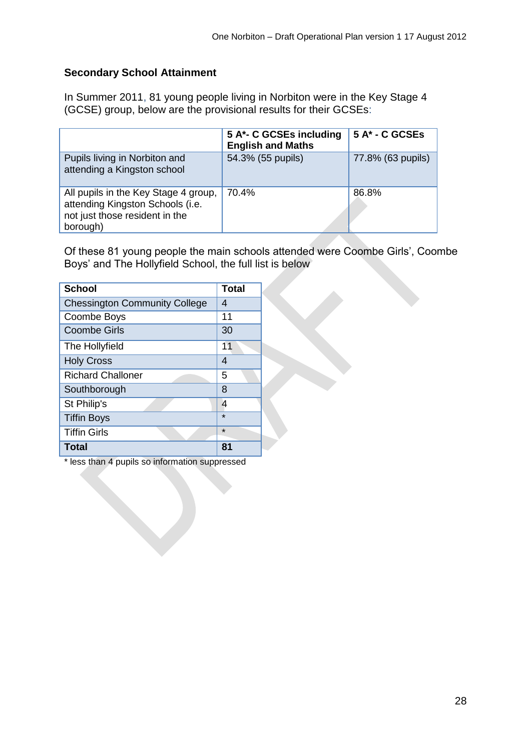## Secondary School Attainment

In Summer 2011, 81 young people living in Norbiton were in the Key Stage 4 (GCSE) group, below are the provisional results for their GCSEs:

| | 5 A*- C GCSEs including English and Maths | 5 A* - C GCSEs |
|---|---|---|
| Pupils living in Norbiton and attending a Kingston school | 54.3% (55 pupils) | 77.8% (63 pupils) |
| All pupils in the Key Stage 4 group, attending Kingston Schools (i.e. not just those resident in the borough) | 70.4% | 86.8% |

Of these 81 young people the main schools attended were Coombe Girls', Coombe Boys' and The Hollyfield School, the full list is below

| School | Total |
|---|---|
| Chessington Community College | 4 |
| Coombe Boys | 11 |
| Coombe Girls | 30 |
| The Hollyfield | 11 |
| Holy Cross | 4 |
| Richard Challoner | 5 |
| Southborough | 8 |
| St Philip's | 4 |
| Tiffin Boys | * |
| Tiffin Girls | * |
| **Total** | **81** |

* less than 4 pupils so information suppressed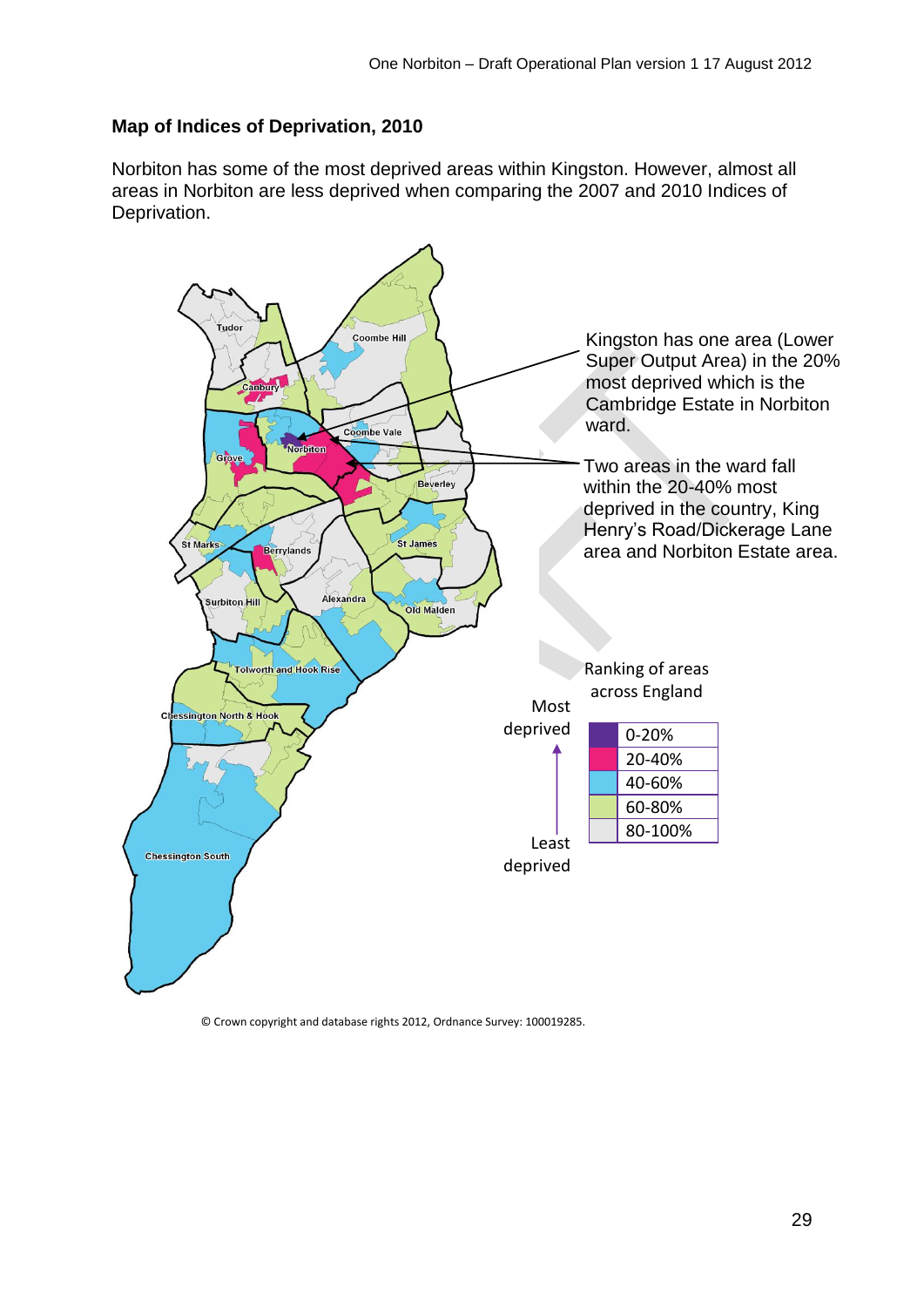**Map of Indices of Deprivation, 2010**

Norbiton has some of the most deprived areas within Kingston. However, almost all areas in Norbiton are less deprived when comparing the 2007 and 2010 Indices of Deprivation.

Kingston has one area (Lower Super Output Area) in the 20% most deprived which is the Cambridge Estate in Norbiton ward.

Two areas in the ward fall within the 20-40% most deprived in the country, King Henry's Road/Dickerage Lane area and Norbiton Estate area.

Ranking of areas across England

Most deprived

| |
|---|
| 0-20% |
| 20-40% |
| 40-60% |
| 60-80% |
| 80-100% |

Least deprived

© Crown copyright and database rights 2012, Ordnance Survey: 100019285.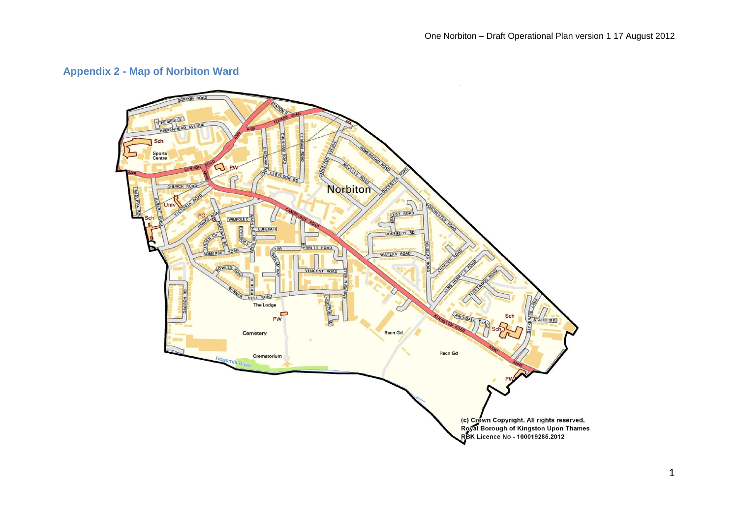## Appendix 2 - Map of Norbiton Ward

(c) Crown Copyright. All rights reserved.
Royal Borough of Kingston Upon Thames
RBK Licence No - 100019285.2012